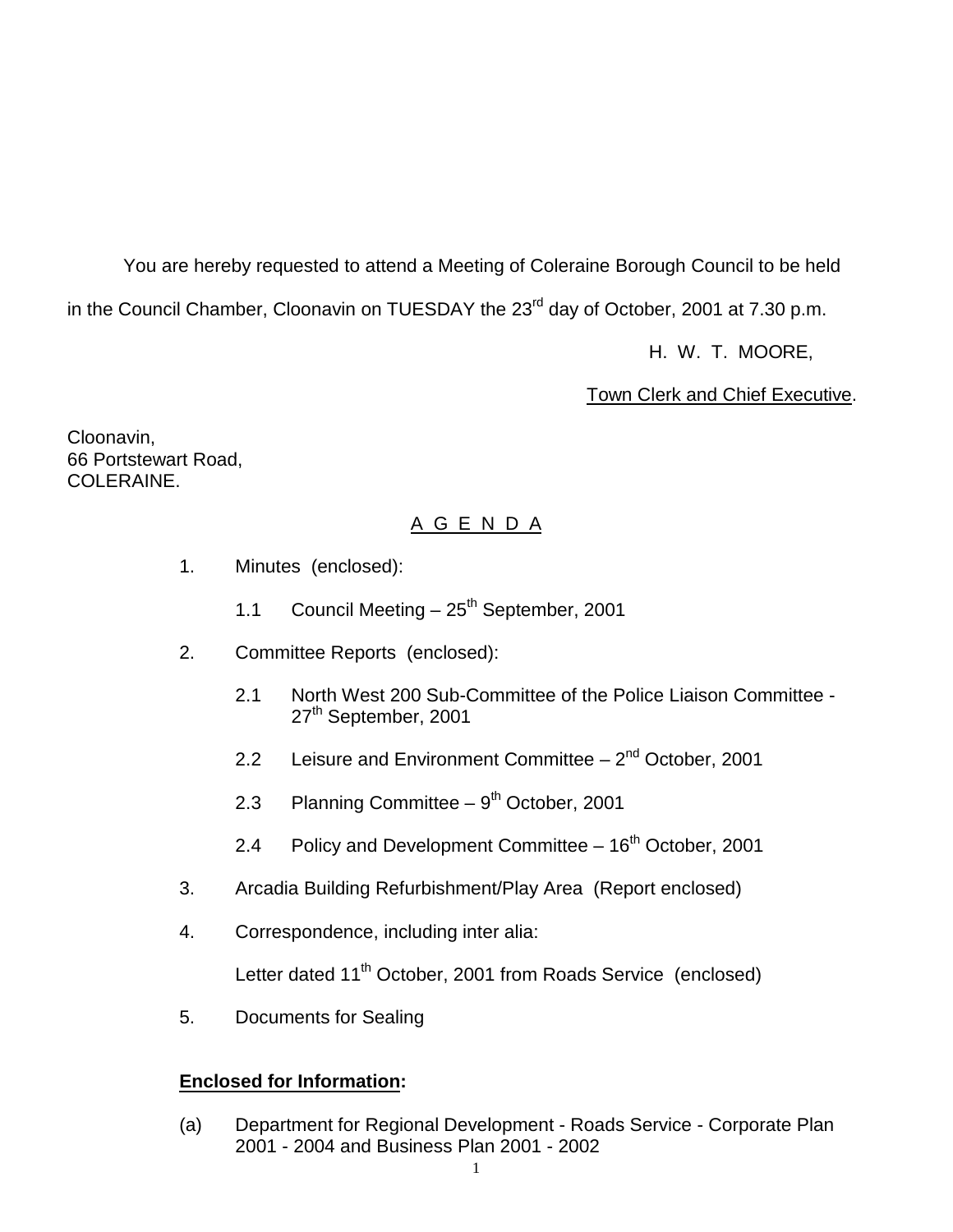You are hereby requested to attend a Meeting of Coleraine Borough Council to be held in the Council Chamber, Cloonavin on TUESDAY the 23rd day of October, 2001 at 7.30 p.m.

H. W. T. MOORE,

Town Clerk and Chief Executive.

Cloonavin,
66 Portstewart Road,
COLERAINE.

## A G E N D A

1. Minutes (enclosed):

   1.1 Council Meeting – 25th September, 2001

2. Committee Reports (enclosed):

   2.1 North West 200 Sub-Committee of the Police Liaison Committee - 27th September, 2001

   2.2 Leisure and Environment Committee – 2nd October, 2001

   2.3 Planning Committee – 9th October, 2001

   2.4 Policy and Development Committee – 16th October, 2001

3. Arcadia Building Refurbishment/Play Area (Report enclosed)

4. Correspondence, including inter alia:

   Letter dated 11th October, 2001 from Roads Service (enclosed)

5. Documents for Sealing

**Enclosed for Information:**

(a) Department for Regional Development - Roads Service - Corporate Plan 2001 - 2004 and Business Plan 2001 - 2002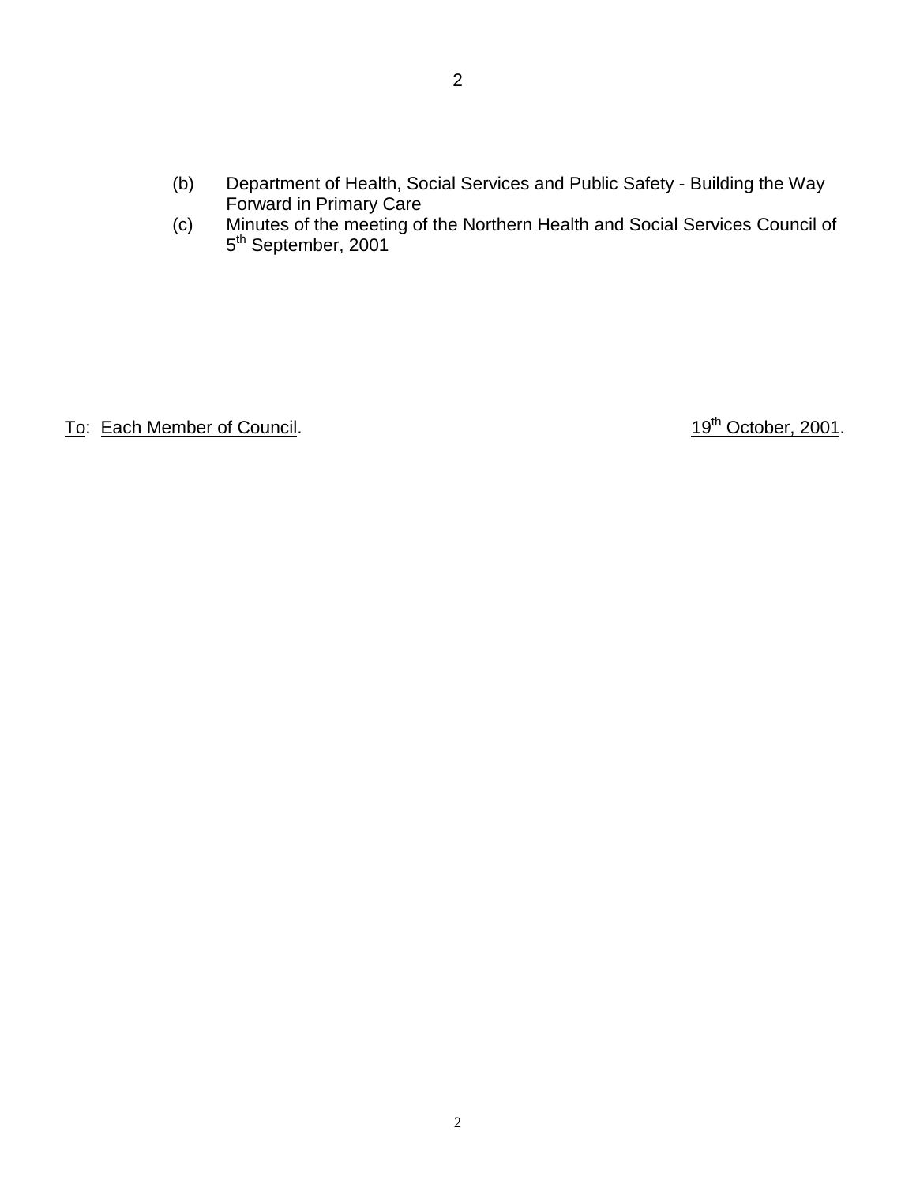(b) Department of Health, Social Services and Public Safety - Building the Way Forward in Primary Care

(c) Minutes of the meeting of the Northern Health and Social Services Council of 5th September, 2001

To: Each Member of Council. 19th October, 2001.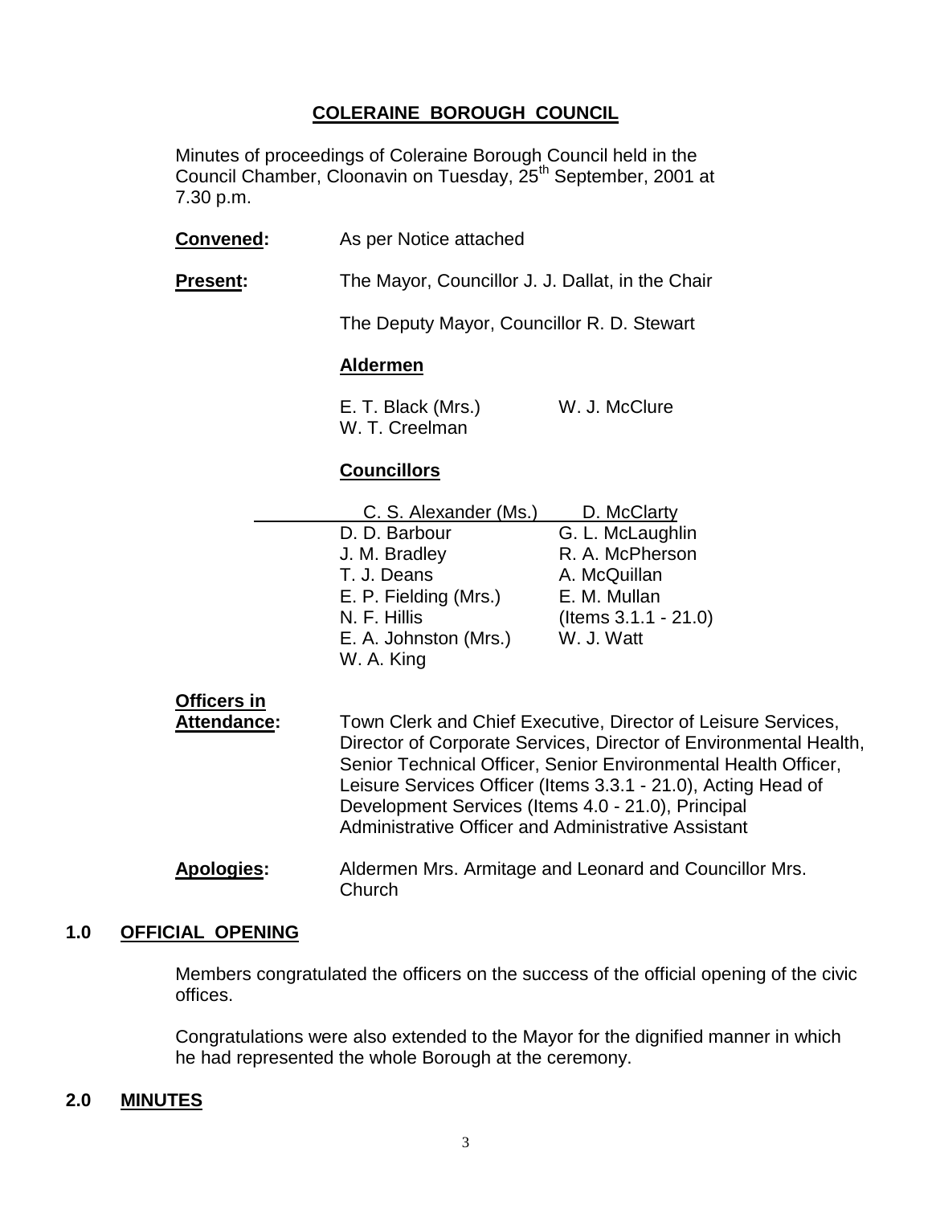# COLERAINE BOROUGH COUNCIL

Minutes of proceedings of Coleraine Borough Council held in the Council Chamber, Cloonavin on Tuesday, 25th September, 2001 at 7.30 p.m.

**Convened:** As per Notice attached

**Present:** The Mayor, Councillor J. J. Dallat, in the Chair

The Deputy Mayor, Councillor R. D. Stewart

**Aldermen**

| | |
|---|---|
| E. T. Black (Mrs.) | W. J. McClure |
| W. T. Creelman | |

**Councillors**

| | |
|---|---|
| C. S. Alexander (Ms.) | D. McClarty |
| D. D. Barbour | G. L. McLaughlin |
| J. M. Bradley | R. A. McPherson |
| T. J. Deans | A. McQuillan |
| E. P. Fielding (Mrs.) | E. M. Mullan |
| N. F. Hillis | (Items 3.1.1 - 21.0) |
| E. A. Johnston (Mrs.) | W. J. Watt |
| W. A. King | |

**Officers in Attendance:** Town Clerk and Chief Executive, Director of Leisure Services, Director of Corporate Services, Director of Environmental Health, Senior Technical Officer, Senior Environmental Health Officer, Leisure Services Officer (Items 3.3.1 - 21.0), Acting Head of Development Services (Items 4.0 - 21.0), Principal Administrative Officer and Administrative Assistant

**Apologies:** Aldermen Mrs. Armitage and Leonard and Councillor Mrs. Church

## 1.0 OFFICIAL OPENING

Members congratulated the officers on the success of the official opening of the civic offices.

Congratulations were also extended to the Mayor for the dignified manner in which he had represented the whole Borough at the ceremony.

## 2.0 MINUTES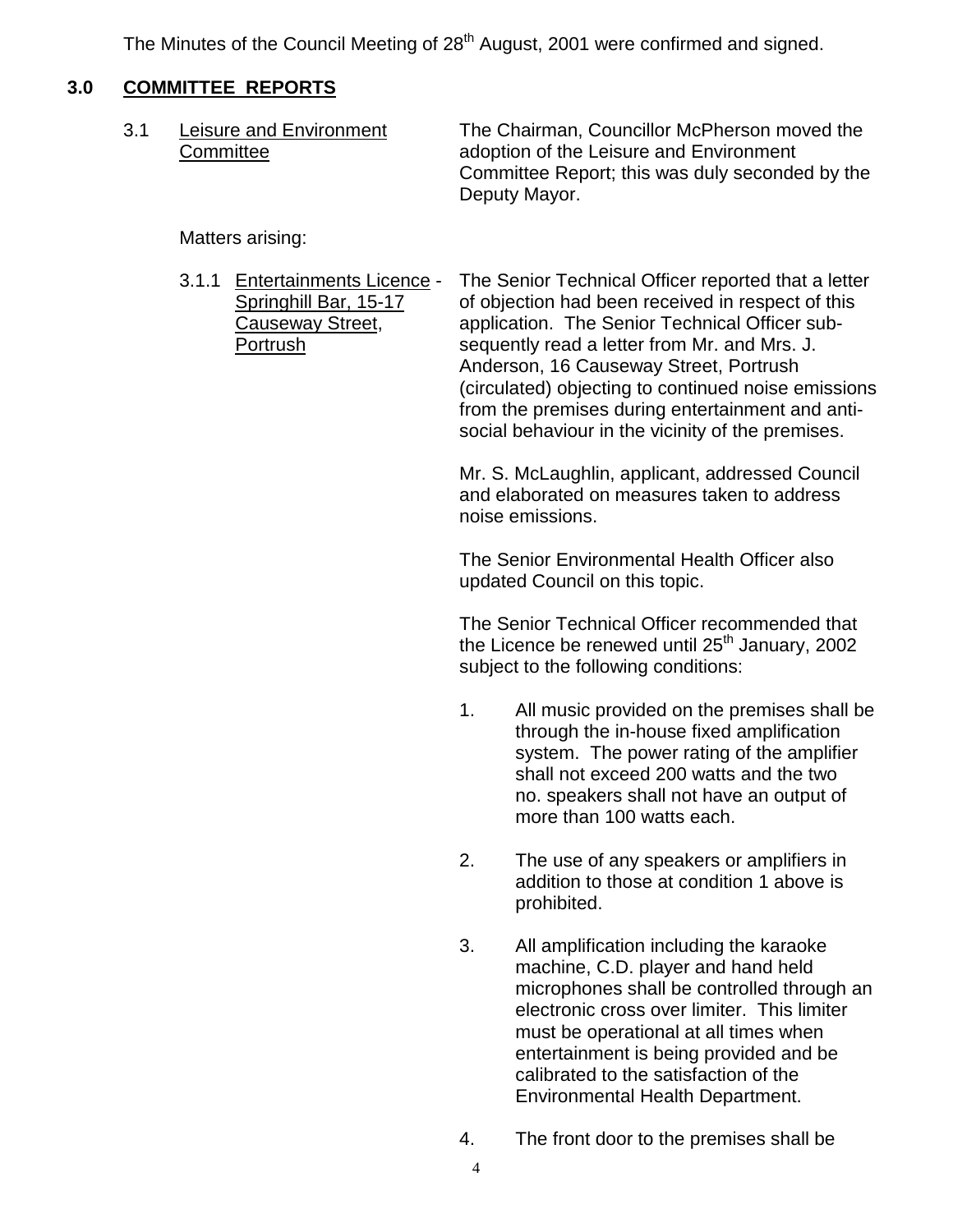The Minutes of the Council Meeting of 28th August, 2001 were confirmed and signed.

## 3.0 COMMITTEE REPORTS

3.1 Leisure and Environment Committee

The Chairman, Councillor McPherson moved the adoption of the Leisure and Environment Committee Report; this was duly seconded by the Deputy Mayor.

Matters arising:

3.1.1 Entertainments Licence - Springhill Bar, 15-17 Causeway Street, Portrush

The Senior Technical Officer reported that a letter of objection had been received in respect of this application. The Senior Technical Officer subsequently read a letter from Mr. and Mrs. J. Anderson, 16 Causeway Street, Portrush (circulated) objecting to continued noise emissions from the premises during entertainment and anti-social behaviour in the vicinity of the premises.

Mr. S. McLaughlin, applicant, addressed Council and elaborated on measures taken to address noise emissions.

The Senior Environmental Health Officer also updated Council on this topic.

The Senior Technical Officer recommended that the Licence be renewed until 25th January, 2002 subject to the following conditions:

1. All music provided on the premises shall be through the in-house fixed amplification system. The power rating of the amplifier shall not exceed 200 watts and the two no. speakers shall not have an output of more than 100 watts each.

2. The use of any speakers or amplifiers in addition to those at condition 1 above is prohibited.

3. All amplification including the karaoke machine, C.D. player and hand held microphones shall be controlled through an electronic cross over limiter. This limiter must be operational at all times when entertainment is being provided and be calibrated to the satisfaction of the Environmental Health Department.

4. The front door to the premises shall be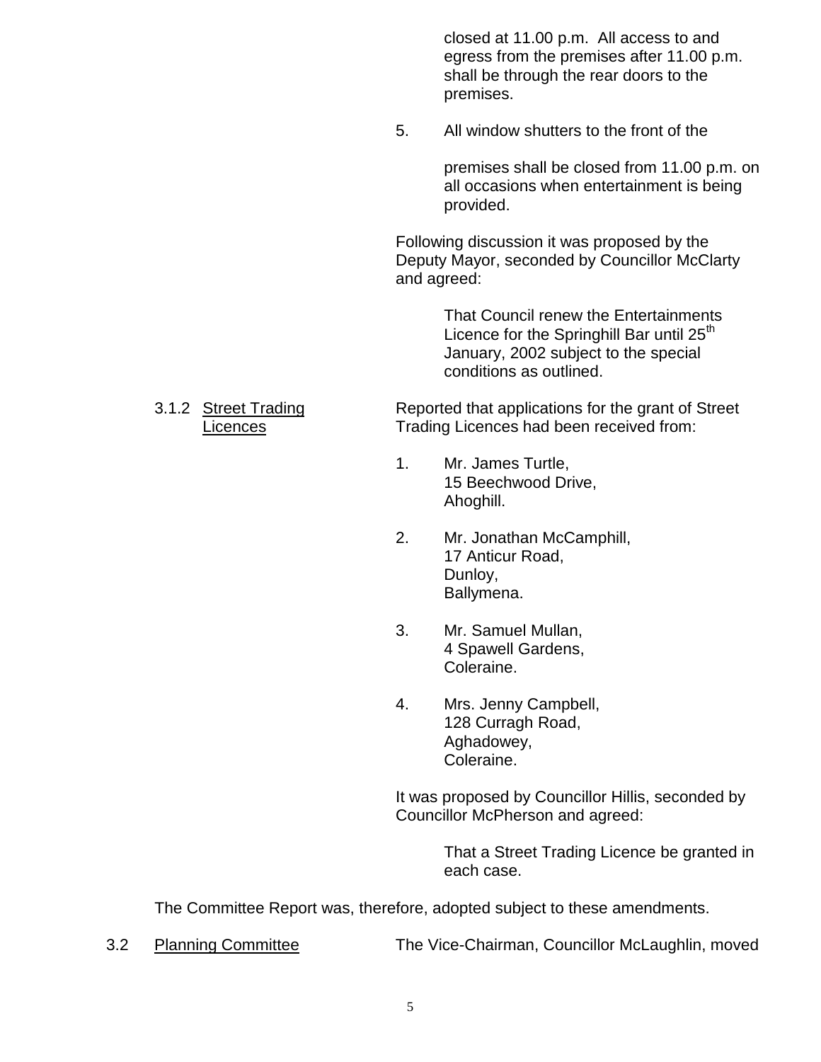closed at 11.00 p.m. All access to and egress from the premises after 11.00 p.m. shall be through the rear doors to the premises.

5. All window shutters to the front of the premises shall be closed from 11.00 p.m. on all occasions when entertainment is being provided.

Following discussion it was proposed by the Deputy Mayor, seconded by Councillor McClarty and agreed:

> That Council renew the Entertainments Licence for the Springhill Bar until 25th January, 2002 subject to the special conditions as outlined.

3.1.2 Street Trading Licences

Reported that applications for the grant of Street Trading Licences had been received from:

1. Mr. James Turtle,
   15 Beechwood Drive,
   Ahoghill.

2. Mr. Jonathan McCamphill,
   17 Anticur Road,
   Dunloy,
   Ballymena.

3. Mr. Samuel Mullan,
   4 Spawell Gardens,
   Coleraine.

4. Mrs. Jenny Campbell,
   128 Curragh Road,
   Aghadowey,
   Coleraine.

It was proposed by Councillor Hillis, seconded by Councillor McPherson and agreed:

> That a Street Trading Licence be granted in each case.

The Committee Report was, therefore, adopted subject to these amendments.

3.2 Planning Committee

The Vice-Chairman, Councillor McLaughlin, moved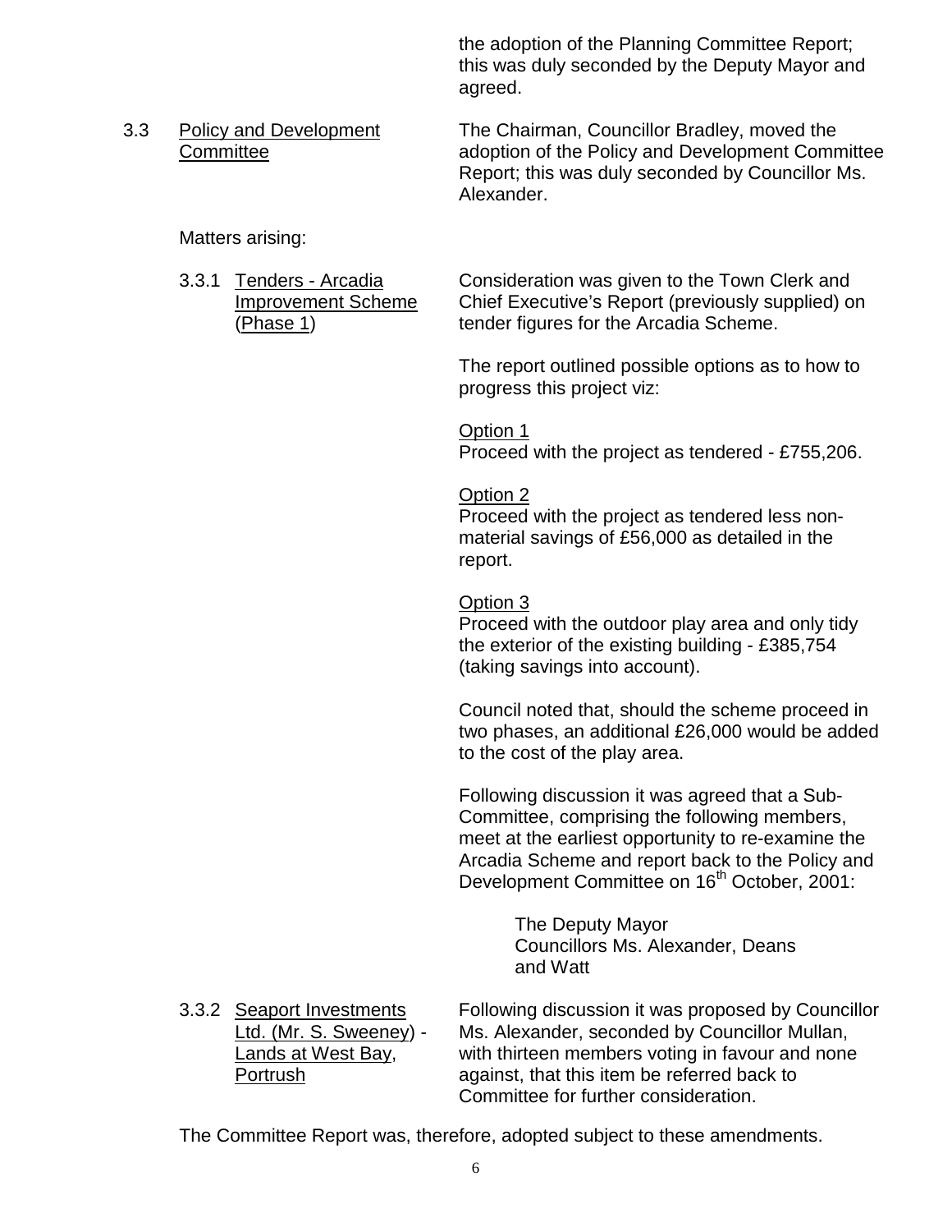the adoption of the Planning Committee Report; this was duly seconded by the Deputy Mayor and agreed.

3.3 Policy and Development Committee

The Chairman, Councillor Bradley, moved the adoption of the Policy and Development Committee Report; this was duly seconded by Councillor Ms. Alexander.

Matters arising:

3.3.1 Tenders - Arcadia Improvement Scheme (Phase 1)

Consideration was given to the Town Clerk and Chief Executive's Report (previously supplied) on tender figures for the Arcadia Scheme.

The report outlined possible options as to how to progress this project viz:

Option 1
Proceed with the project as tendered - £755,206.

Option 2
Proceed with the project as tendered less non-material savings of £56,000 as detailed in the report.

Option 3
Proceed with the outdoor play area and only tidy the exterior of the existing building - £385,754 (taking savings into account).

Council noted that, should the scheme proceed in two phases, an additional £26,000 would be added to the cost of the play area.

Following discussion it was agreed that a Sub-Committee, comprising the following members, meet at the earliest opportunity to re-examine the Arcadia Scheme and report back to the Policy and Development Committee on 16th October, 2001:

The Deputy Mayor
Councillors Ms. Alexander, Deans and Watt

3.3.2 Seaport Investments Ltd. (Mr. S. Sweeney) - Lands at West Bay, Portrush

Following discussion it was proposed by Councillor Ms. Alexander, seconded by Councillor Mullan, with thirteen members voting in favour and none against, that this item be referred back to Committee for further consideration.

The Committee Report was, therefore, adopted subject to these amendments.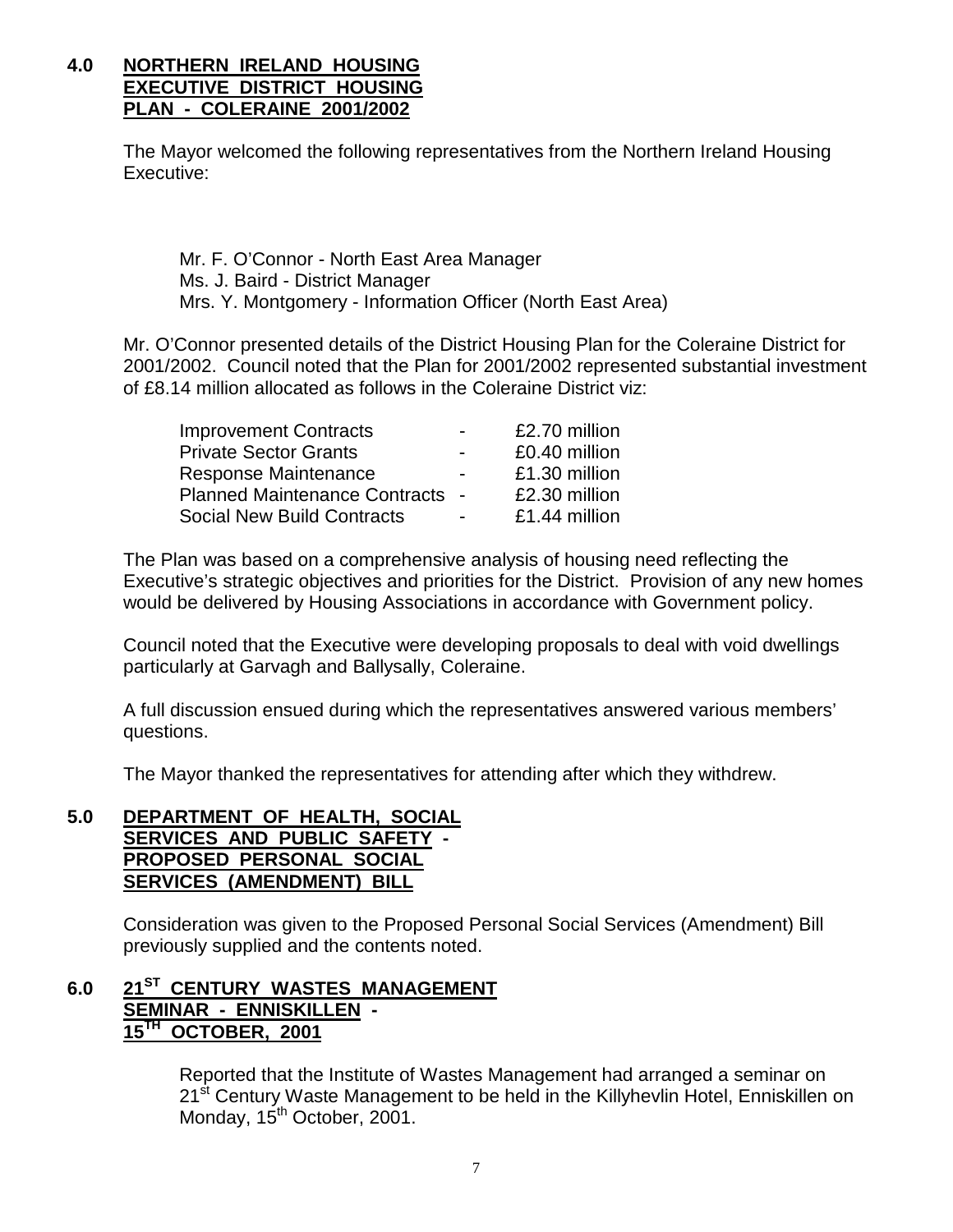## 4.0 NORTHERN IRELAND HOUSING EXECUTIVE DISTRICT HOUSING PLAN - COLERAINE 2001/2002

The Mayor welcomed the following representatives from the Northern Ireland Housing Executive:

Mr. F. O'Connor - North East Area Manager
Ms. J. Baird - District Manager
Mrs. Y. Montgomery - Information Officer (North East Area)

Mr. O'Connor presented details of the District Housing Plan for the Coleraine District for 2001/2002. Council noted that the Plan for 2001/2002 represented substantial investment of £8.14 million allocated as follows in the Coleraine District viz:

| | | |
|---|---|---|
| Improvement Contracts | - | £2.70 million |
| Private Sector Grants | - | £0.40 million |
| Response Maintenance | - | £1.30 million |
| Planned Maintenance Contracts | - | £2.30 million |
| Social New Build Contracts | - | £1.44 million |

The Plan was based on a comprehensive analysis of housing need reflecting the Executive's strategic objectives and priorities for the District. Provision of any new homes would be delivered by Housing Associations in accordance with Government policy.

Council noted that the Executive were developing proposals to deal with void dwellings particularly at Garvagh and Ballysally, Coleraine.

A full discussion ensued during which the representatives answered various members' questions.

The Mayor thanked the representatives for attending after which they withdrew.

## 5.0 DEPARTMENT OF HEALTH, SOCIAL SERVICES AND PUBLIC SAFETY - PROPOSED PERSONAL SOCIAL SERVICES (AMENDMENT) BILL

Consideration was given to the Proposed Personal Social Services (Amendment) Bill previously supplied and the contents noted.

## 6.0 21ST CENTURY WASTES MANAGEMENT SEMINAR - ENNISKILLEN - 15TH OCTOBER, 2001

Reported that the Institute of Wastes Management had arranged a seminar on 21st Century Waste Management to be held in the Killyhevlin Hotel, Enniskillen on Monday, 15th October, 2001.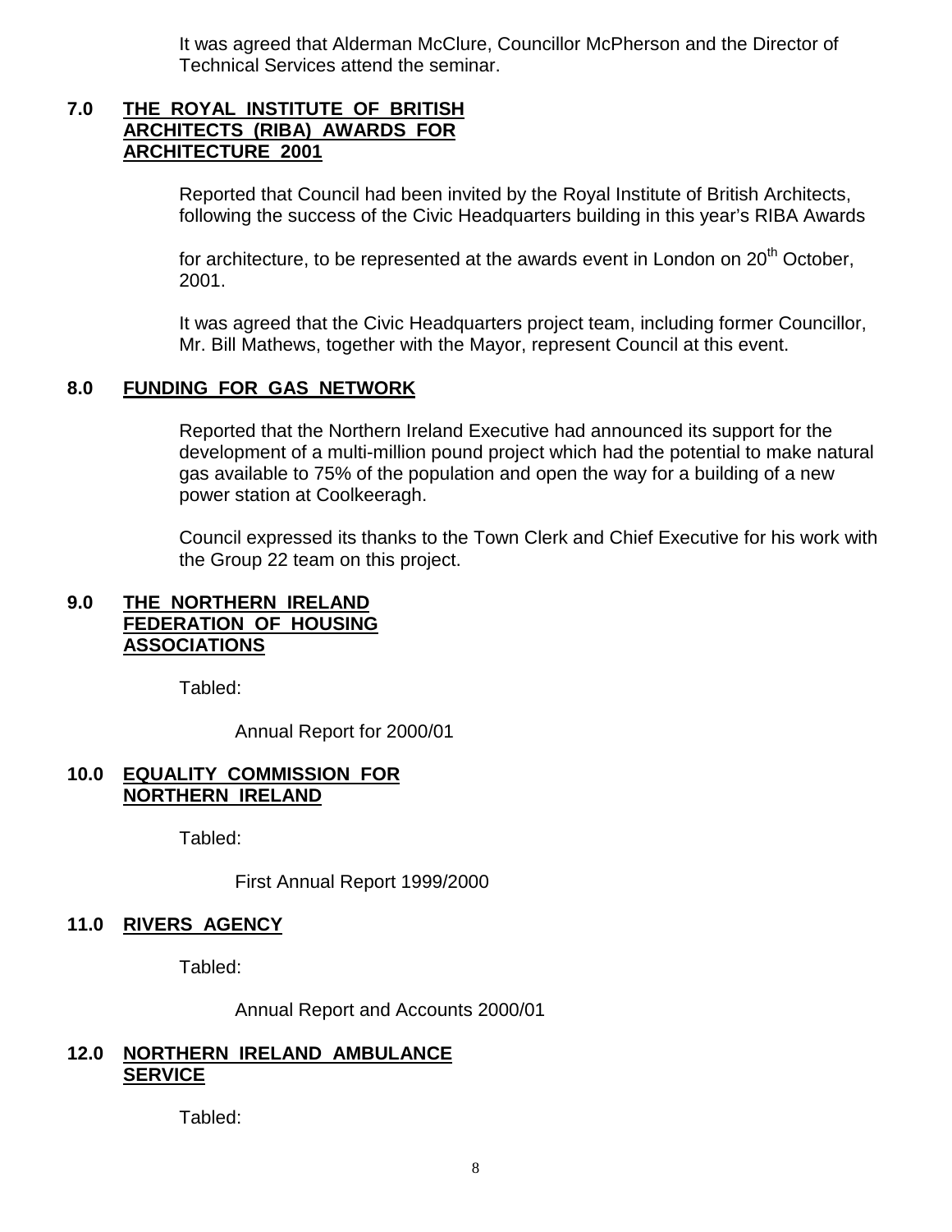It was agreed that Alderman McClure, Councillor McPherson and the Director of Technical Services attend the seminar.

## 7.0 THE ROYAL INSTITUTE OF BRITISH ARCHITECTS (RIBA) AWARDS FOR ARCHITECTURE 2001

Reported that Council had been invited by the Royal Institute of British Architects, following the success of the Civic Headquarters building in this year's RIBA Awards

for architecture, to be represented at the awards event in London on 20th October, 2001.

It was agreed that the Civic Headquarters project team, including former Councillor, Mr. Bill Mathews, together with the Mayor, represent Council at this event.

## 8.0 FUNDING FOR GAS NETWORK

Reported that the Northern Ireland Executive had announced its support for the development of a multi-million pound project which had the potential to make natural gas available to 75% of the population and open the way for a building of a new power station at Coolkeeragh.

Council expressed its thanks to the Town Clerk and Chief Executive for his work with the Group 22 team on this project.

## 9.0 THE NORTHERN IRELAND FEDERATION OF HOUSING ASSOCIATIONS

Tabled:

Annual Report for 2000/01

## 10.0 EQUALITY COMMISSION FOR NORTHERN IRELAND

Tabled:

First Annual Report 1999/2000

## 11.0 RIVERS AGENCY

Tabled:

Annual Report and Accounts 2000/01

## 12.0 NORTHERN IRELAND AMBULANCE SERVICE

Tabled: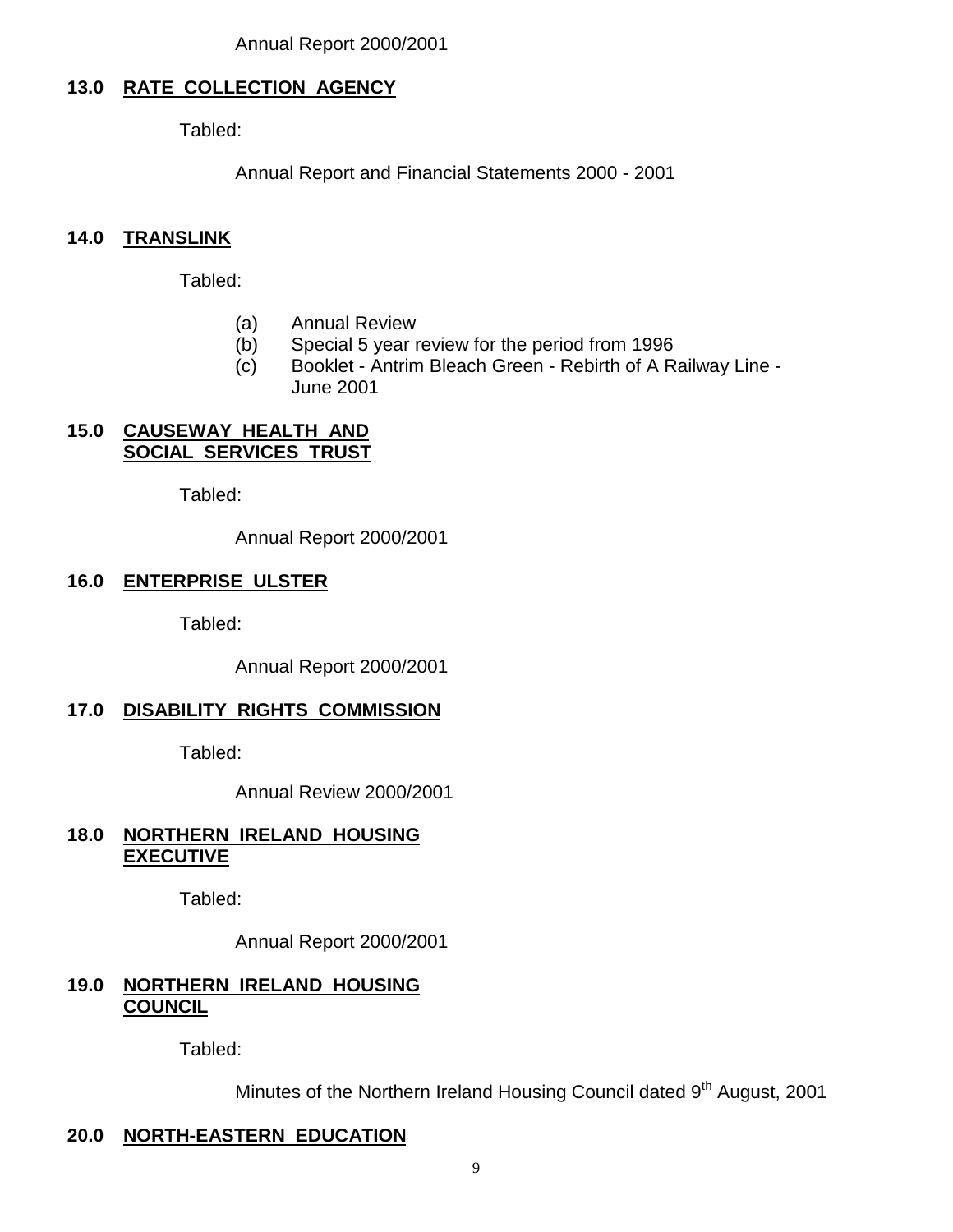Annual Report 2000/2001

## 13.0 RATE COLLECTION AGENCY

Tabled:

Annual Report and Financial Statements 2000 - 2001

## 14.0 TRANSLINK

Tabled:

(a) Annual Review
(b) Special 5 year review for the period from 1996
(c) Booklet - Antrim Bleach Green - Rebirth of A Railway Line - June 2001

## 15.0 CAUSEWAY HEALTH AND SOCIAL SERVICES TRUST

Tabled:

Annual Report 2000/2001

## 16.0 ENTERPRISE ULSTER

Tabled:

Annual Report 2000/2001

## 17.0 DISABILITY RIGHTS COMMISSION

Tabled:

Annual Review 2000/2001

## 18.0 NORTHERN IRELAND HOUSING EXECUTIVE

Tabled:

Annual Report 2000/2001

## 19.0 NORTHERN IRELAND HOUSING COUNCIL

Tabled:

Minutes of the Northern Ireland Housing Council dated 9th August, 2001

## 20.0 NORTH-EASTERN EDUCATION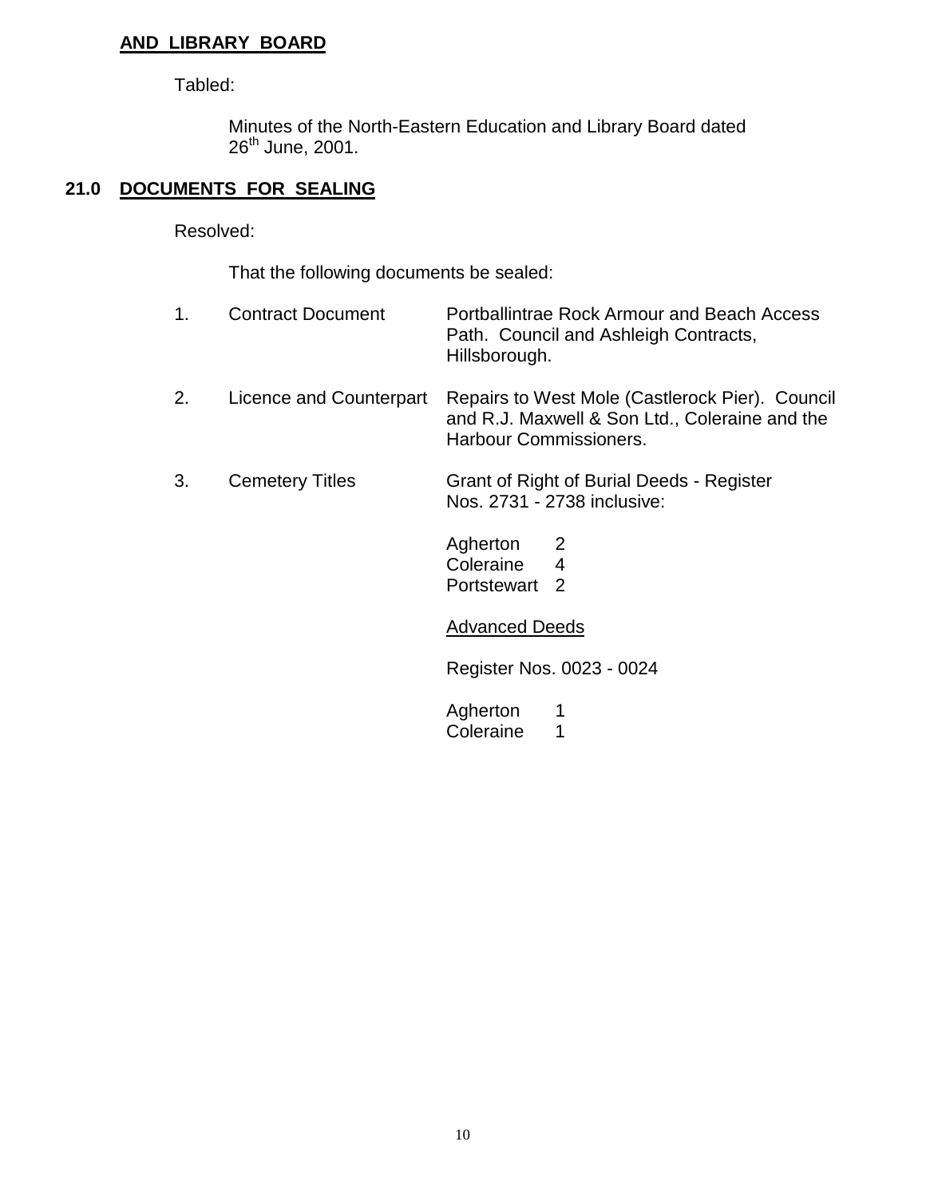**AND LIBRARY BOARD**

Tabled:

Minutes of the North-Eastern Education and Library Board dated 26th June, 2001.

## 21.0 DOCUMENTS FOR SEALING

Resolved:

That the following documents be sealed:

| | | |
|---|---|---|
| 1. | Contract Document | Portballintrae Rock Armour and Beach Access Path. Council and Ashleigh Contracts, Hillsborough. |
| 2. | Licence and Counterpart | Repairs to West Mole (Castlerock Pier). Council and R.J. Maxwell & Son Ltd., Coleraine and the Harbour Commissioners. |
| 3. | Cemetery Titles | Grant of Right of Burial Deeds - Register Nos. 2731 - 2738 inclusive: |

Agherton 2
Coleraine 4
Portstewart 2

<u>Advanced Deeds</u>

Register Nos. 0023 - 0024

Agherton 1
Coleraine 1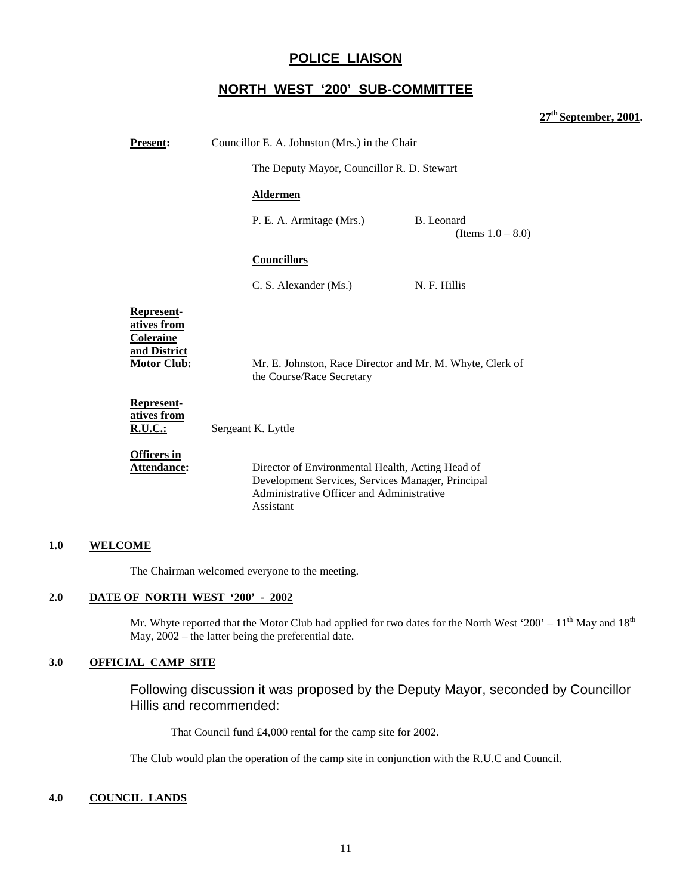# POLICE LIAISON

## NORTH WEST '200' SUB-COMMITTEE

**27th September, 2001.**

**Present:** Councillor E. A. Johnston (Mrs.) in the Chair

The Deputy Mayor, Councillor R. D. Stewart

**Aldermen**

P. E. A. Armitage (Mrs.) B. Leonard (Items 1.0 – 8.0)

**Councillors**

C. S. Alexander (Ms.) N. F. Hillis

**Representatives from Coleraine and District Motor Club:** Mr. E. Johnston, Race Director and Mr. M. Whyte, Clerk of the Course/Race Secretary

**Representatives from R.U.C.:** Sergeant K. Lyttle

**Officers in Attendance:** Director of Environmental Health, Acting Head of Development Services, Services Manager, Principal Administrative Officer and Administrative Assistant

### 1.0 WELCOME

The Chairman welcomed everyone to the meeting.

### 2.0 DATE OF NORTH WEST '200' - 2002

Mr. Whyte reported that the Motor Club had applied for two dates for the North West '200' – 11th May and 18th May, 2002 – the latter being the preferential date.

### 3.0 OFFICIAL CAMP SITE

Following discussion it was proposed by the Deputy Mayor, seconded by Councillor Hillis and recommended:

That Council fund £4,000 rental for the camp site for 2002.

The Club would plan the operation of the camp site in conjunction with the R.U.C and Council.

### 4.0 COUNCIL LANDS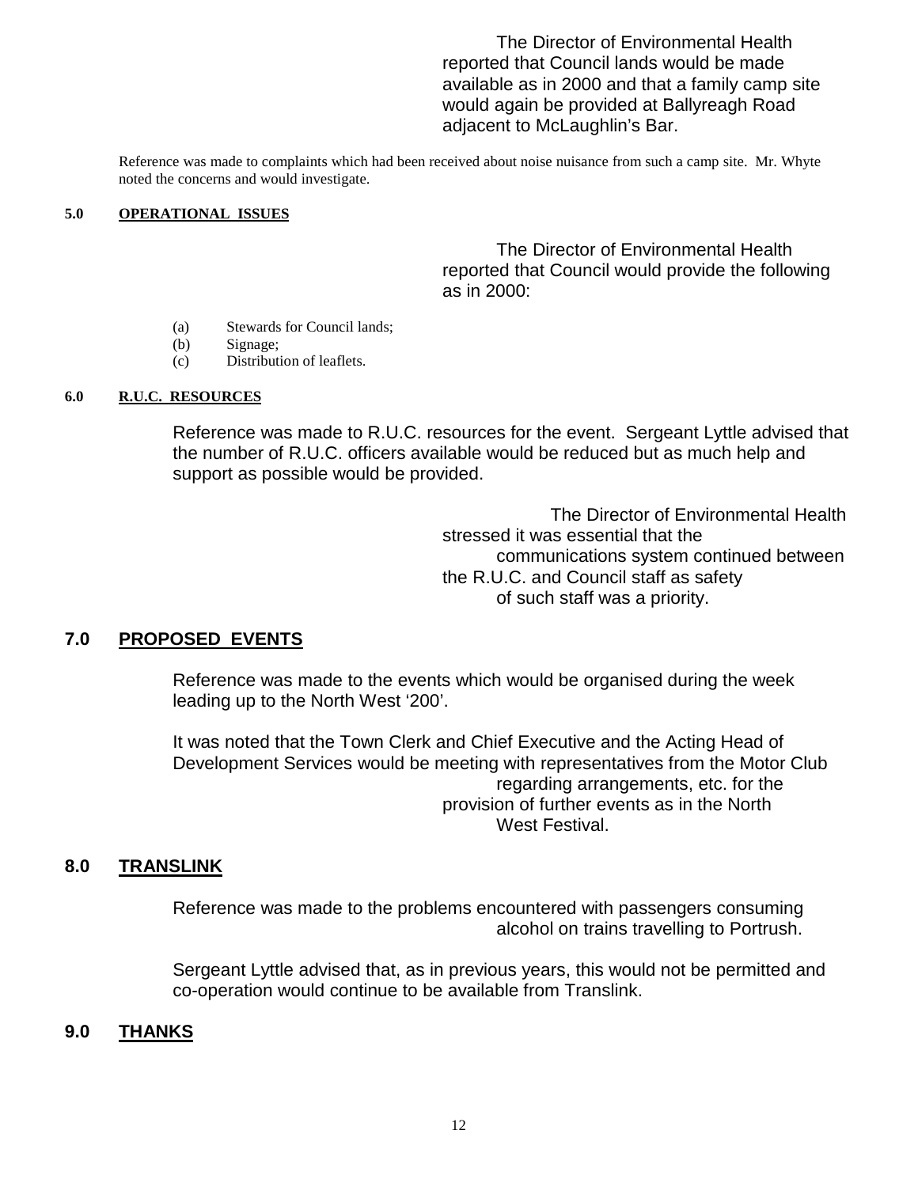The Director of Environmental Health reported that Council lands would be made available as in 2000 and that a family camp site would again be provided at Ballyreagh Road adjacent to McLaughlin's Bar.

Reference was made to complaints which had been received about noise nuisance from such a camp site. Mr. Whyte noted the concerns and would investigate.

**5.0 OPERATIONAL ISSUES**

The Director of Environmental Health reported that Council would provide the following as in 2000:

(a) Stewards for Council lands;
(b) Signage;
(c) Distribution of leaflets.

**6.0 R.U.C. RESOURCES**

Reference was made to R.U.C. resources for the event. Sergeant Lyttle advised that the number of R.U.C. officers available would be reduced but as much help and support as possible would be provided.

The Director of Environmental Health stressed it was essential that the communications system continued between the R.U.C. and Council staff as safety of such staff was a priority.

## 7.0 PROPOSED EVENTS

Reference was made to the events which would be organised during the week leading up to the North West '200'.

It was noted that the Town Clerk and Chief Executive and the Acting Head of Development Services would be meeting with representatives from the Motor Club regarding arrangements, etc. for the provision of further events as in the North West Festival.

## 8.0 TRANSLINK

Reference was made to the problems encountered with passengers consuming alcohol on trains travelling to Portrush.

Sergeant Lyttle advised that, as in previous years, this would not be permitted and co-operation would continue to be available from Translink.

## 9.0 THANKS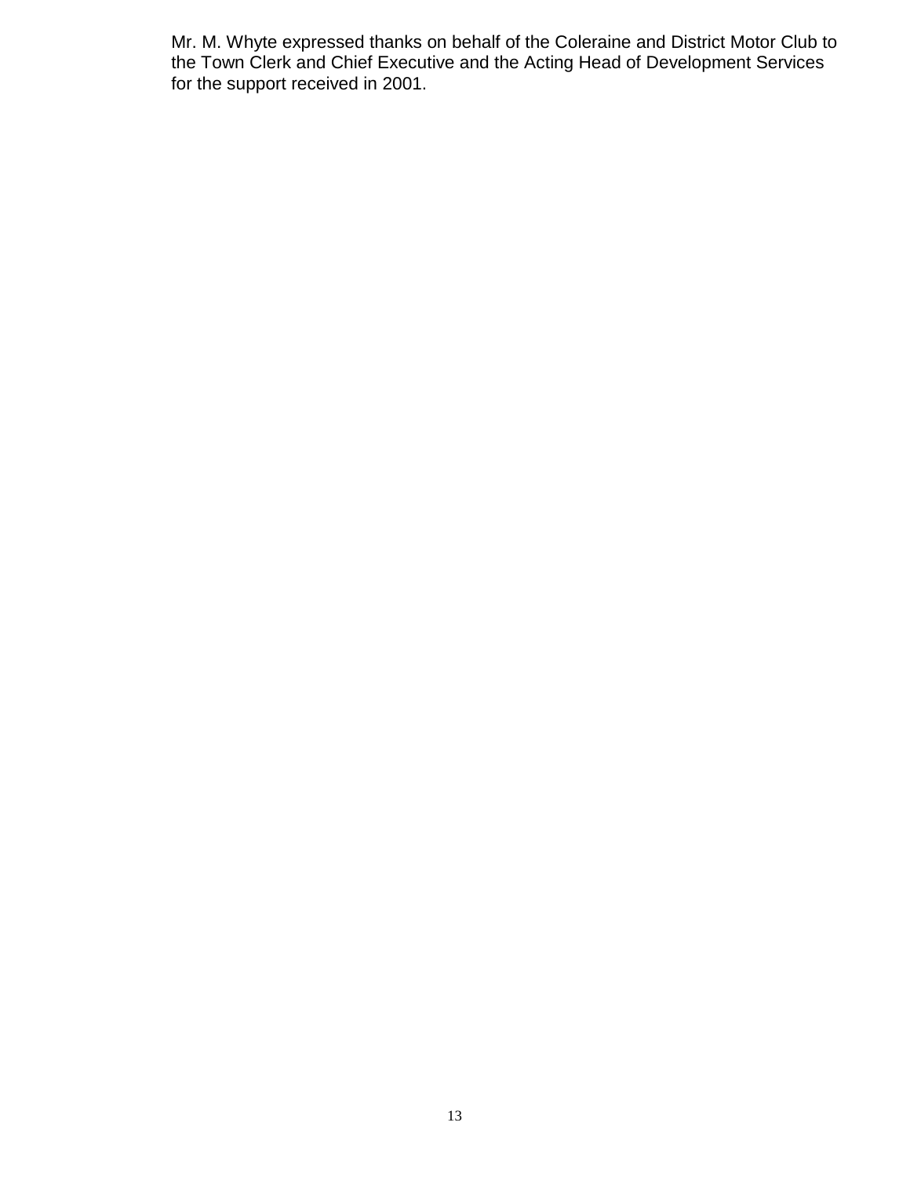Mr. M. Whyte expressed thanks on behalf of the Coleraine and District Motor Club to the Town Clerk and Chief Executive and the Acting Head of Development Services for the support received in 2001.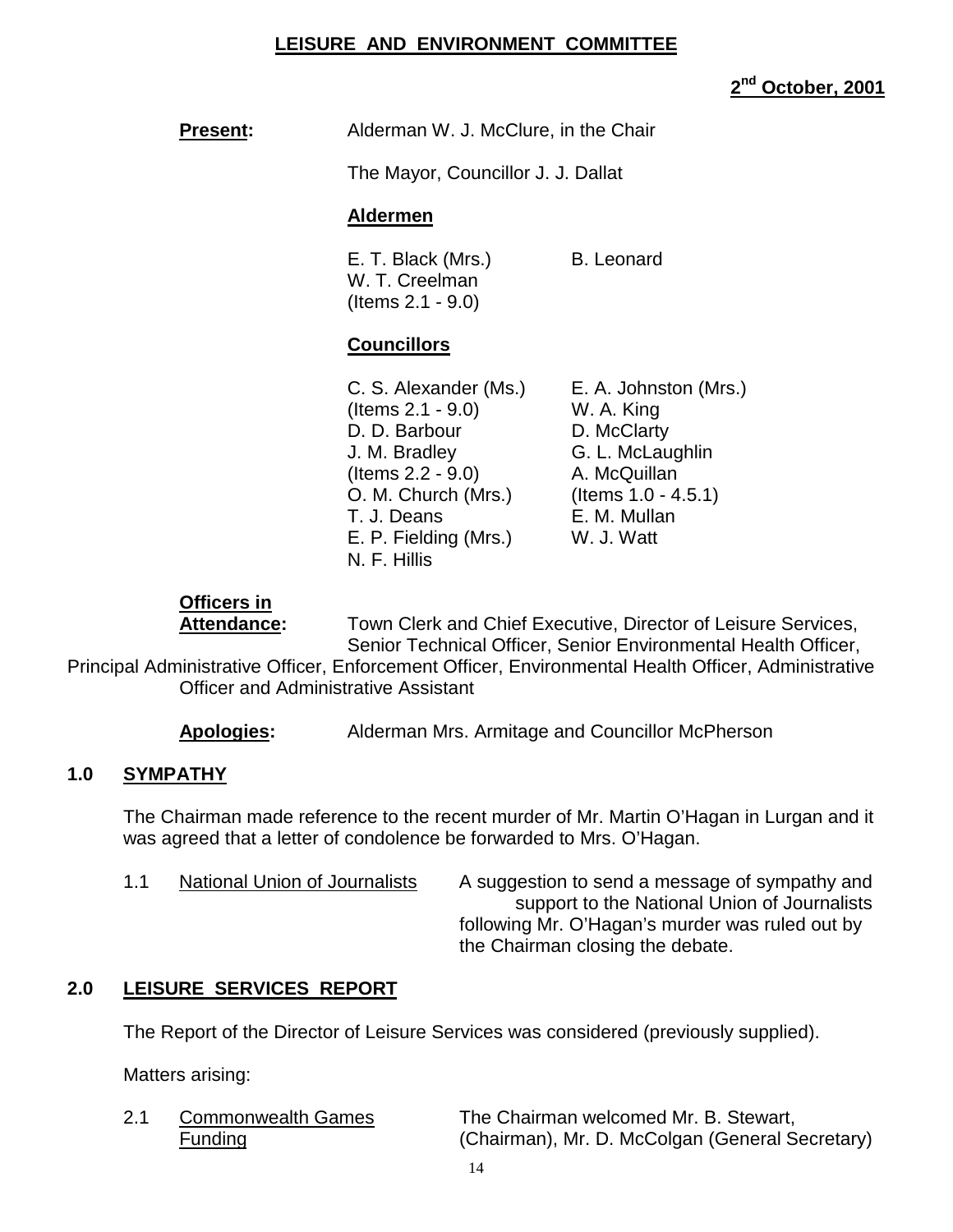## LEISURE AND ENVIRONMENT COMMITTEE

**2nd October, 2001**

**Present:** Alderman W. J. McClure, in the Chair

The Mayor, Councillor J. J. Dallat

**Aldermen**

E. T. Black (Mrs.)
B. Leonard
W. T. Creelman (Items 2.1 - 9.0)

**Councillors**

C. S. Alexander (Ms.) (Items 2.1 - 9.0)
D. D. Barbour
J. M. Bradley (Items 2.2 - 9.0)
O. M. Church (Mrs.)
T. J. Deans
E. P. Fielding (Mrs.)
N. F. Hillis
E. A. Johnston (Mrs.)
W. A. King
D. McClarty
G. L. McLaughlin
A. McQuillan (Items 1.0 - 4.5.1)
E. M. Mullan
W. J. Watt

**Officers in Attendance:** Town Clerk and Chief Executive, Director of Leisure Services, Senior Technical Officer, Senior Environmental Health Officer, Principal Administrative Officer, Enforcement Officer, Environmental Health Officer, Administrative Officer and Administrative Assistant

**Apologies:** Alderman Mrs. Armitage and Councillor McPherson

## 1.0 SYMPATHY

The Chairman made reference to the recent murder of Mr. Martin O'Hagan in Lurgan and it was agreed that a letter of condolence be forwarded to Mrs. O'Hagan.

1.1 National Union of Journalists — A suggestion to send a message of sympathy and support to the National Union of Journalists following Mr. O'Hagan's murder was ruled out by the Chairman closing the debate.

## 2.0 LEISURE SERVICES REPORT

The Report of the Director of Leisure Services was considered (previously supplied).

Matters arising:

2.1 Commonwealth Games Funding — The Chairman welcomed Mr. B. Stewart, (Chairman), Mr. D. McColgan (General Secretary)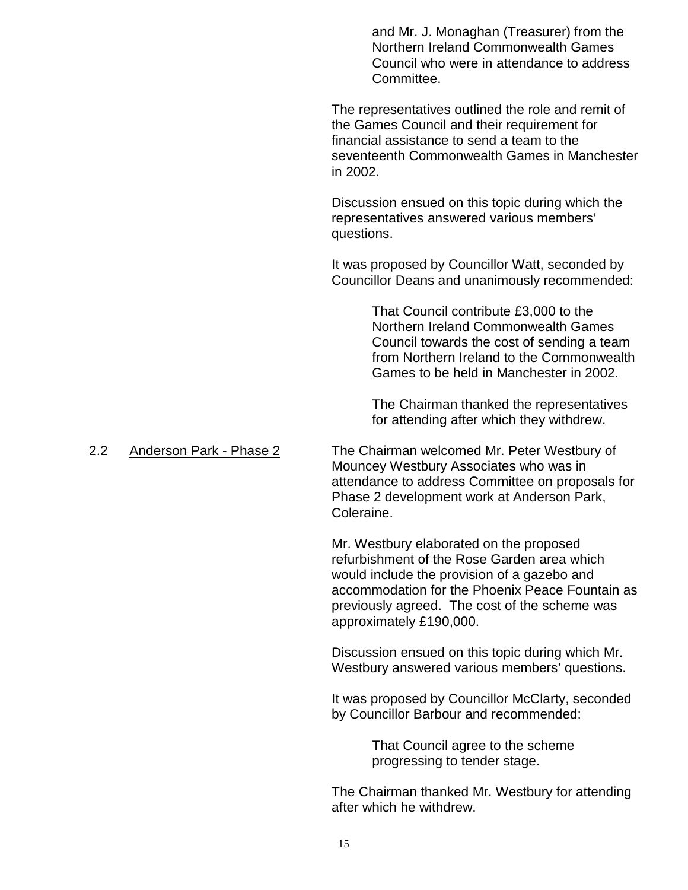and Mr. J. Monaghan (Treasurer) from the Northern Ireland Commonwealth Games Council who were in attendance to address Committee.

The representatives outlined the role and remit of the Games Council and their requirement for financial assistance to send a team to the seventeenth Commonwealth Games in Manchester in 2002.

Discussion ensued on this topic during which the representatives answered various members' questions.

It was proposed by Councillor Watt, seconded by Councillor Deans and unanimously recommended:

> That Council contribute £3,000 to the Northern Ireland Commonwealth Games Council towards the cost of sending a team from Northern Ireland to the Commonwealth Games to be held in Manchester in 2002.
>
> The Chairman thanked the representatives for attending after which they withdrew.

2.2 Anderson Park - Phase 2

The Chairman welcomed Mr. Peter Westbury of Mouncey Westbury Associates who was in attendance to address Committee on proposals for Phase 2 development work at Anderson Park, Coleraine.

Mr. Westbury elaborated on the proposed refurbishment of the Rose Garden area which would include the provision of a gazebo and accommodation for the Phoenix Peace Fountain as previously agreed. The cost of the scheme was approximately £190,000.

Discussion ensued on this topic during which Mr. Westbury answered various members' questions.

It was proposed by Councillor McClarty, seconded by Councillor Barbour and recommended:

> That Council agree to the scheme progressing to tender stage.

The Chairman thanked Mr. Westbury for attending after which he withdrew.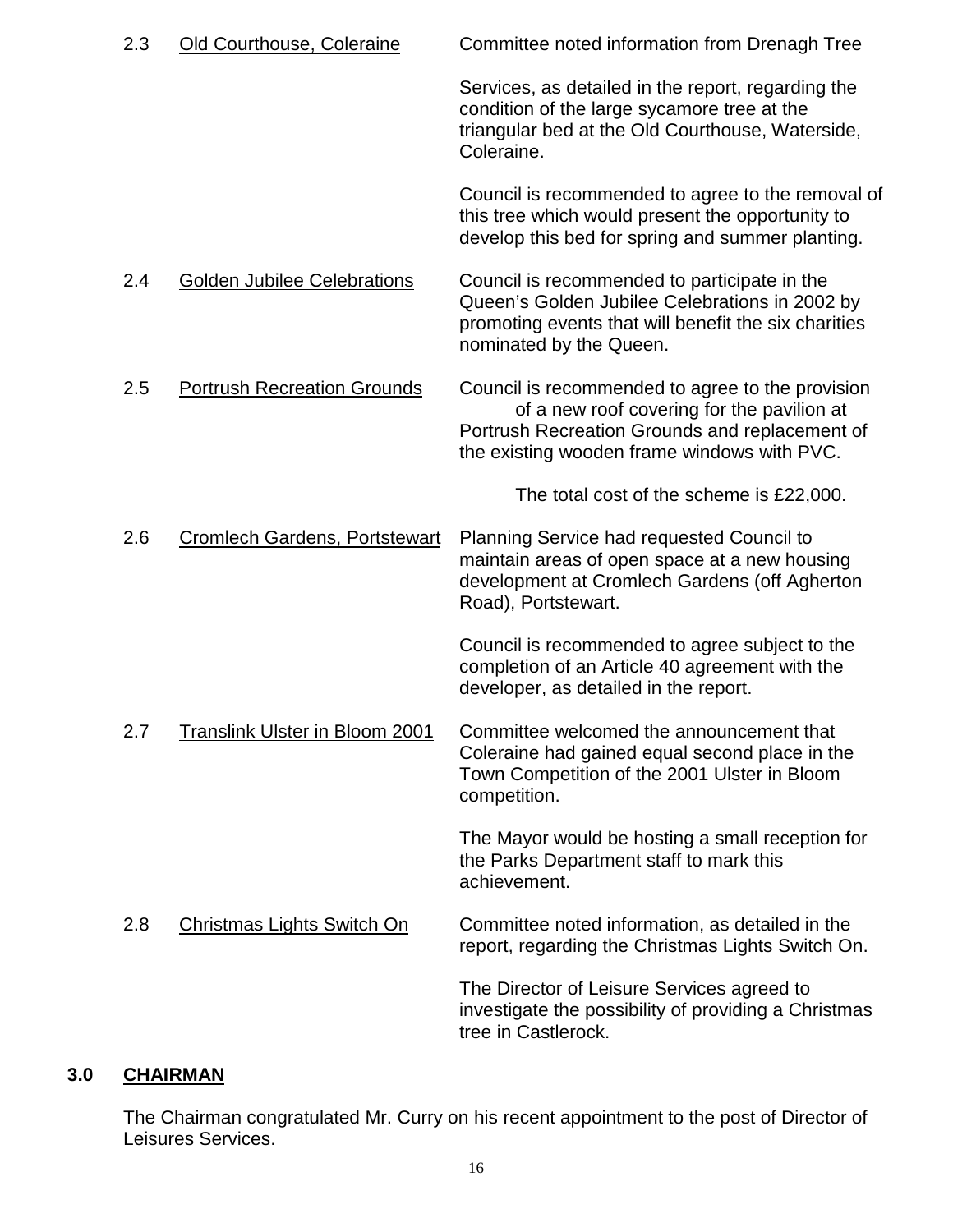2.3 Old Courthouse, Coleraine

Committee noted information from Drenagh Tree Services, as detailed in the report, regarding the condition of the large sycamore tree at the triangular bed at the Old Courthouse, Waterside, Coleraine.

Council is recommended to agree to the removal of this tree which would present the opportunity to develop this bed for spring and summer planting.

2.4 Golden Jubilee Celebrations

Council is recommended to participate in the Queen's Golden Jubilee Celebrations in 2002 by promoting events that will benefit the six charities nominated by the Queen.

2.5 Portrush Recreation Grounds

Council is recommended to agree to the provision of a new roof covering for the pavilion at Portrush Recreation Grounds and replacement of the existing wooden frame windows with PVC.

The total cost of the scheme is £22,000.

2.6 Cromlech Gardens, Portstewart

Planning Service had requested Council to maintain areas of open space at a new housing development at Cromlech Gardens (off Agherton Road), Portstewart.

Council is recommended to agree subject to the completion of an Article 40 agreement with the developer, as detailed in the report.

2.7 Translink Ulster in Bloom 2001

Committee welcomed the announcement that Coleraine had gained equal second place in the Town Competition of the 2001 Ulster in Bloom competition.

The Mayor would be hosting a small reception for the Parks Department staff to mark this achievement.

2.8 Christmas Lights Switch On

Committee noted information, as detailed in the report, regarding the Christmas Lights Switch On.

The Director of Leisure Services agreed to investigate the possibility of providing a Christmas tree in Castlerock.

## 3.0 CHAIRMAN

The Chairman congratulated Mr. Curry on his recent appointment to the post of Director of Leisures Services.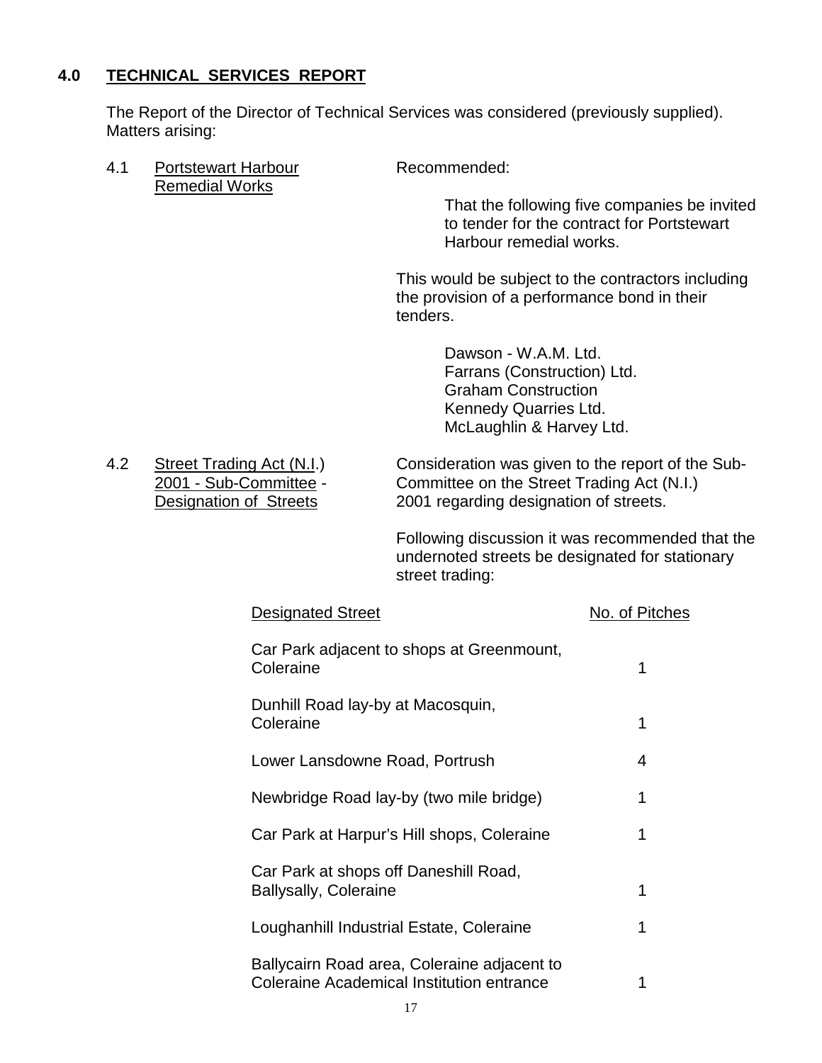## 4.0 TECHNICAL SERVICES REPORT

The Report of the Director of Technical Services was considered (previously supplied). Matters arising:

4.1 Portstewart Harbour Remedial Works

Recommended:

> That the following five companies be invited to tender for the contract for Portstewart Harbour remedial works.

This would be subject to the contractors including the provision of a performance bond in their tenders.

> Dawson - W.A.M. Ltd.
> Farrans (Construction) Ltd.
> Graham Construction
> Kennedy Quarries Ltd.
> McLaughlin & Harvey Ltd.

4.2 Street Trading Act (N.I.) 2001 - Sub-Committee - Designation of Streets

Consideration was given to the report of the Sub-Committee on the Street Trading Act (N.I.) 2001 regarding designation of streets.

Following discussion it was recommended that the undernoted streets be designated for stationary street trading:

| Designated Street | No. of Pitches |
|---|---|
| Car Park adjacent to shops at Greenmount, Coleraine | 1 |
| Dunhill Road lay-by at Macosquin, Coleraine | 1 |
| Lower Lansdowne Road, Portrush | 4 |
| Newbridge Road lay-by (two mile bridge) | 1 |
| Car Park at Harpur's Hill shops, Coleraine | 1 |
| Car Park at shops off Daneshill Road, Ballysally, Coleraine | 1 |
| Loughanhill Industrial Estate, Coleraine | 1 |
| Ballycairn Road area, Coleraine adjacent to Coleraine Academical Institution entrance | 1 |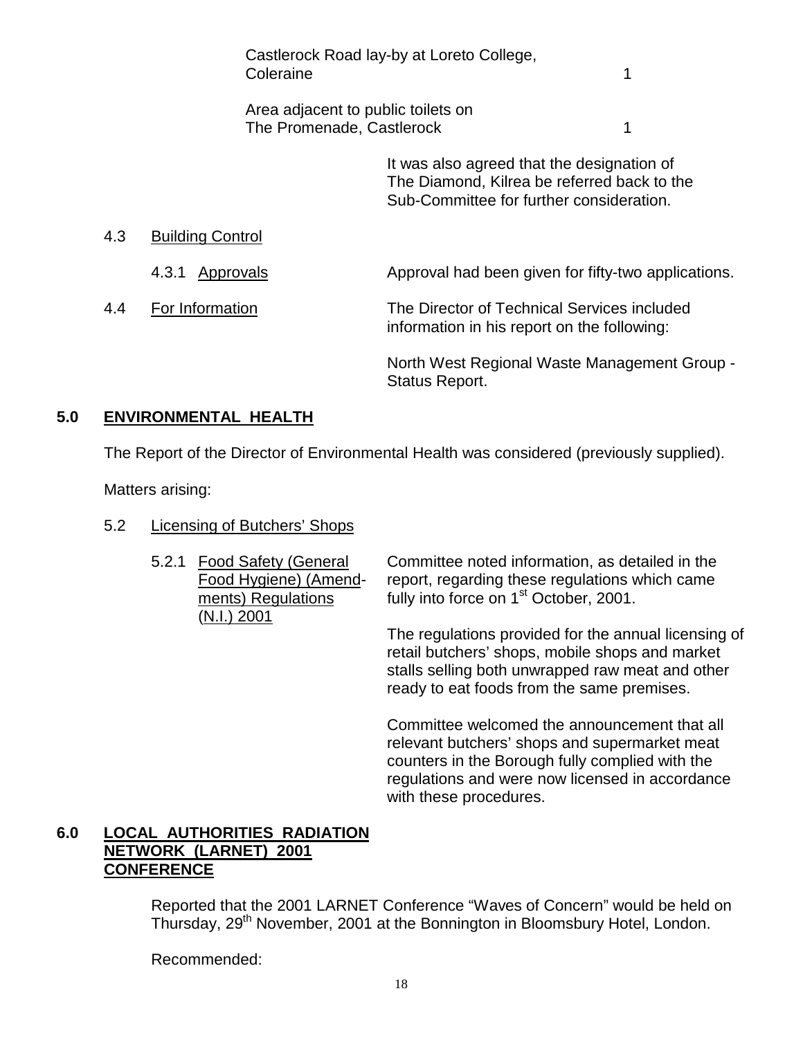| | |
|---|---|
| Castlerock Road lay-by at Loreto College, Coleraine | 1 |
| Area adjacent to public toilets on The Promenade, Castlerock | 1 |

It was also agreed that the designation of The Diamond, Kilrea be referred back to the Sub-Committee for further consideration.

4.3 Building Control

4.3.1 Approvals

Approval had been given for fifty-two applications.

4.4 For Information

The Director of Technical Services included information in his report on the following:

North West Regional Waste Management Group - Status Report.

## 5.0 ENVIRONMENTAL HEALTH

The Report of the Director of Environmental Health was considered (previously supplied).

Matters arising:

5.2 Licensing of Butchers' Shops

5.2.1 Food Safety (General Food Hygiene) (Amendments) Regulations (N.I.) 2001

Committee noted information, as detailed in the report, regarding these regulations which came fully into force on 1st October, 2001.

The regulations provided for the annual licensing of retail butchers' shops, mobile shops and market stalls selling both unwrapped raw meat and other ready to eat foods from the same premises.

Committee welcomed the announcement that all relevant butchers' shops and supermarket meat counters in the Borough fully complied with the regulations and were now licensed in accordance with these procedures.

## 6.0 LOCAL AUTHORITIES RADIATION NETWORK (LARNET) 2001 CONFERENCE

Reported that the 2001 LARNET Conference "Waves of Concern" would be held on Thursday, 29th November, 2001 at the Bonnington in Bloomsbury Hotel, London.

Recommended: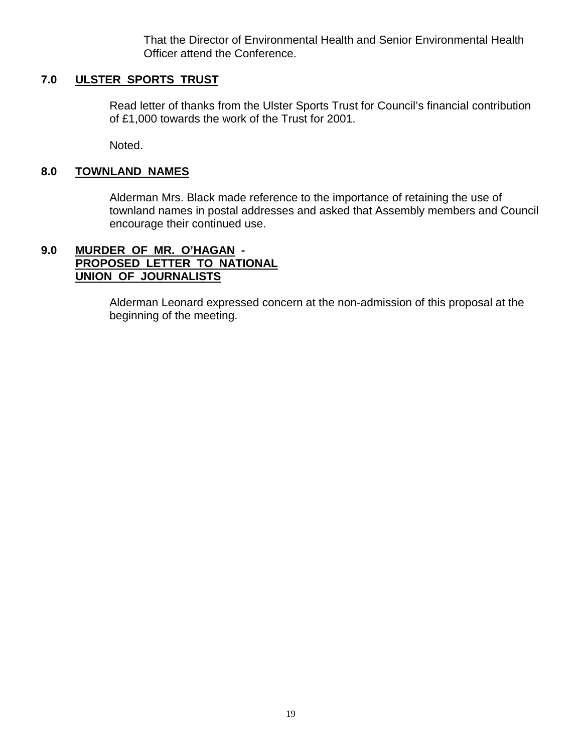That the Director of Environmental Health and Senior Environmental Health Officer attend the Conference.

## 7.0 ULSTER SPORTS TRUST

Read letter of thanks from the Ulster Sports Trust for Council's financial contribution of £1,000 towards the work of the Trust for 2001.

Noted.

## 8.0 TOWNLAND NAMES

Alderman Mrs. Black made reference to the importance of retaining the use of townland names in postal addresses and asked that Assembly members and Council encourage their continued use.

## 9.0 MURDER OF MR. O'HAGAN - PROPOSED LETTER TO NATIONAL UNION OF JOURNALISTS

Alderman Leonard expressed concern at the non-admission of this proposal at the beginning of the meeting.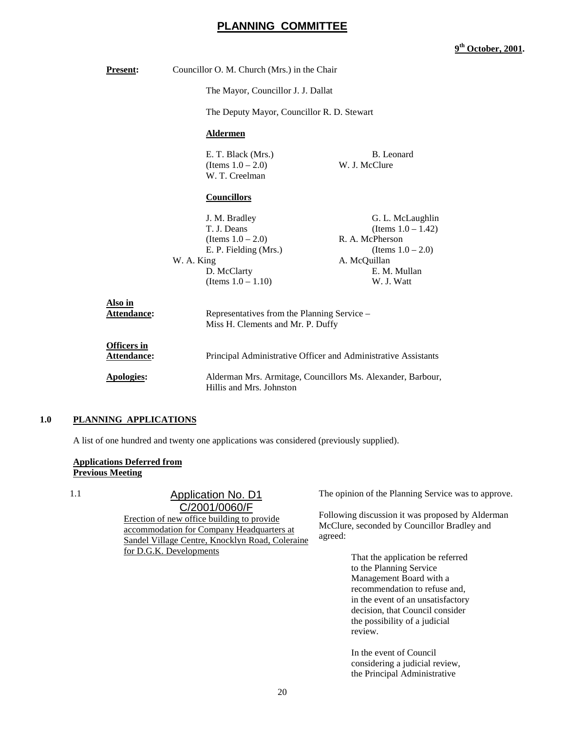# PLANNING COMMITTEE

**9th October, 2001.**

**Present:** Councillor O. M. Church (Mrs.) in the Chair

The Mayor, Councillor J. J. Dallat

The Deputy Mayor, Councillor R. D. Stewart

**Aldermen**

E. T. Black (Mrs.) (Items 1.0 – 2.0)
W. T. Creelman
B. Leonard
W. J. McClure

**Councillors**

J. M. Bradley
T. J. Deans (Items 1.0 – 2.0)
E. P. Fielding (Mrs.)
W. A. King
D. McClarty (Items 1.0 – 1.10)
G. L. McLaughlin (Items 1.0 – 1.42)
R. A. McPherson (Items 1.0 – 2.0)
A. McQuillan
E. M. Mullan
W. J. Watt

**Also in Attendance:** Representatives from the Planning Service – Miss H. Clements and Mr. P. Duffy

**Officers in Attendance:** Principal Administrative Officer and Administrative Assistants

**Apologies:** Alderman Mrs. Armitage, Councillors Ms. Alexander, Barbour, Hillis and Mrs. Johnston

## 1.0 PLANNING APPLICATIONS

A list of one hundred and twenty one applications was considered (previously supplied).

**Applications Deferred from Previous Meeting**

1.1 Application No. D1 C/2001/0060/F

Erection of new office building to provide accommodation for Company Headquarters at Sandel Village Centre, Knocklyn Road, Coleraine for D.G.K. Developments

The opinion of the Planning Service was to approve.

Following discussion it was proposed by Alderman McClure, seconded by Councillor Bradley and agreed:

That the application be referred to the Planning Service Management Board with a recommendation to refuse and, in the event of an unsatisfactory decision, that Council consider the possibility of a judicial review.

In the event of Council considering a judicial review, the Principal Administrative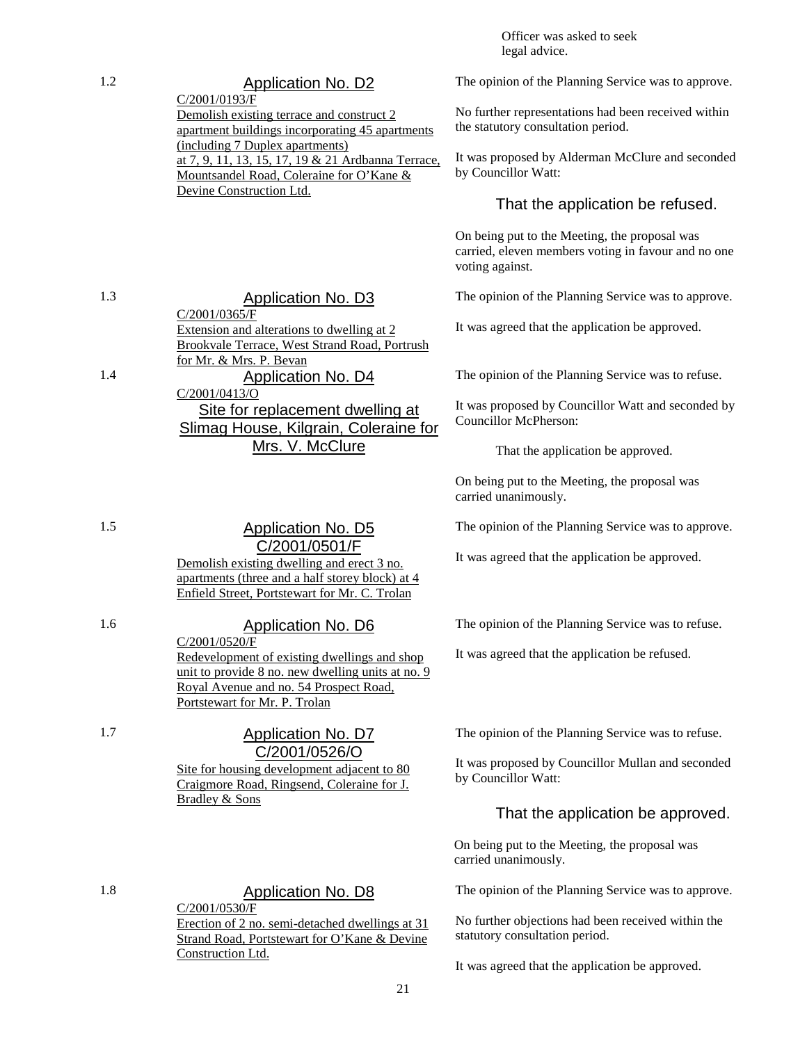Officer was asked to seek legal advice.

1.2 **Application No. D2**

C/2001/0193/F
Demolish existing terrace and construct 2 apartment buildings incorporating 45 apartments (including 7 Duplex apartments) at 7, 9, 11, 13, 15, 17, 19 & 21 Ardbanna Terrace, Mountsandel Road, Coleraine for O'Kane & Devine Construction Ltd.

The opinion of the Planning Service was to approve.

No further representations had been received within the statutory consultation period.

It was proposed by Alderman McClure and seconded by Councillor Watt:

That the application be refused.

On being put to the Meeting, the proposal was carried, eleven members voting in favour and no one voting against.

1.3 **Application No. D3**

C/2001/0365/F
Extension and alterations to dwelling at 2 Brookvale Terrace, West Strand Road, Portrush for Mr. & Mrs. P. Bevan

The opinion of the Planning Service was to approve.

It was agreed that the application be approved.

1.4 **Application No. D4**

C/2001/0413/O
Site for replacement dwelling at Slimag House, Kilgrain, Coleraine for Mrs. V. McClure

The opinion of the Planning Service was to refuse.

It was proposed by Councillor Watt and seconded by Councillor McPherson:

That the application be approved.

On being put to the Meeting, the proposal was carried unanimously.

1.5 **Application No. D5**

C/2001/0501/F
Demolish existing dwelling and erect 3 no. apartments (three and a half storey block) at 4 Enfield Street, Portstewart for Mr. C. Trolan

The opinion of the Planning Service was to approve.

It was agreed that the application be approved.

1.6 **Application No. D6**

C/2001/0520/F
Redevelopment of existing dwellings and shop unit to provide 8 no. new dwelling units at no. 9 Royal Avenue and no. 54 Prospect Road, Portstewart for Mr. P. Trolan

The opinion of the Planning Service was to refuse.

It was agreed that the application be refused.

1.7 **Application No. D7**

C/2001/0526/O
Site for housing development adjacent to 80 Craigmore Road, Ringsend, Coleraine for J. Bradley & Sons

The opinion of the Planning Service was to refuse.

It was proposed by Councillor Mullan and seconded by Councillor Watt:

That the application be approved.

On being put to the Meeting, the proposal was carried unanimously.

1.8 **Application No. D8**

C/2001/0530/F
Erection of 2 no. semi-detached dwellings at 31 Strand Road, Portstewart for O'Kane & Devine Construction Ltd.

The opinion of the Planning Service was to approve.

No further objections had been received within the statutory consultation period.

It was agreed that the application be approved.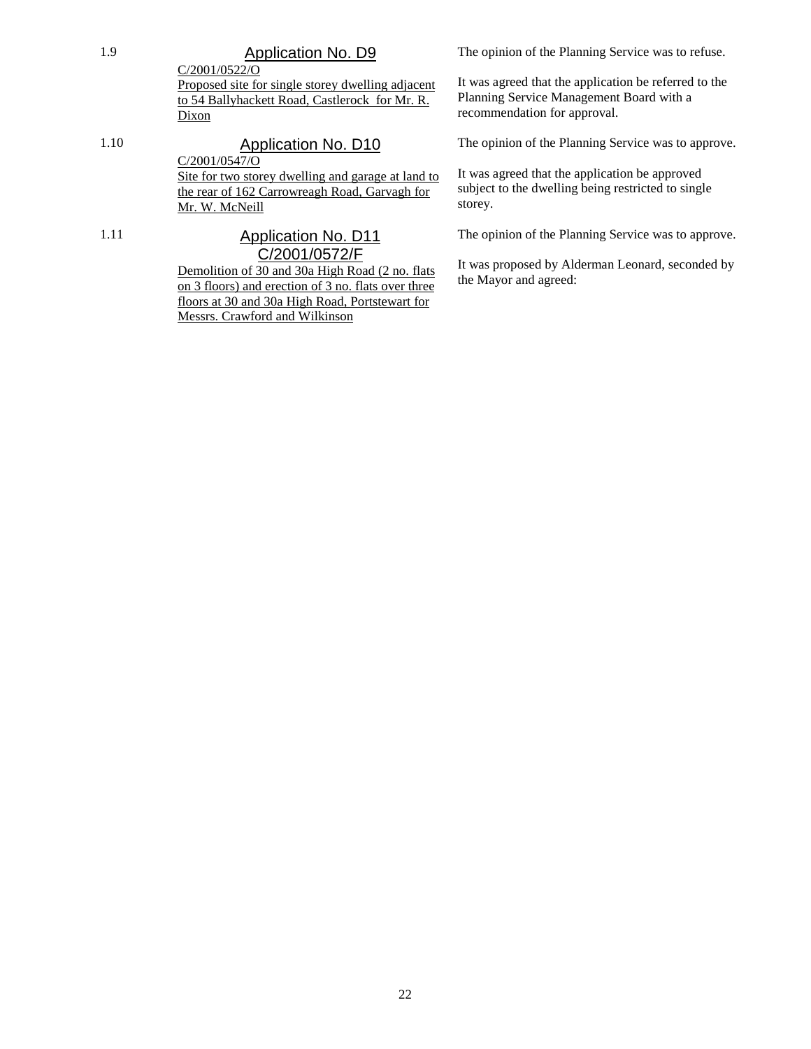1.9 **Application No. D9**

C/2001/0522/O

Proposed site for single storey dwelling adjacent to 54 Ballyhackett Road, Castlerock for Mr. R. Dixon

The opinion of the Planning Service was to refuse.

It was agreed that the application be referred to the Planning Service Management Board with a recommendation for approval.

1.10 **Application No. D10**

C/2001/0547/O

Site for two storey dwelling and garage at land to the rear of 162 Carrowreagh Road, Garvagh for Mr. W. McNeill

The opinion of the Planning Service was to approve.

It was agreed that the application be approved subject to the dwelling being restricted to single storey.

1.11 **Application No. D11**

**C/2001/0572/F**

Demolition of 30 and 30a High Road (2 no. flats on 3 floors) and erection of 3 no. flats over three floors at 30 and 30a High Road, Portstewart for Messrs. Crawford and Wilkinson

The opinion of the Planning Service was to approve.

It was proposed by Alderman Leonard, seconded by the Mayor and agreed: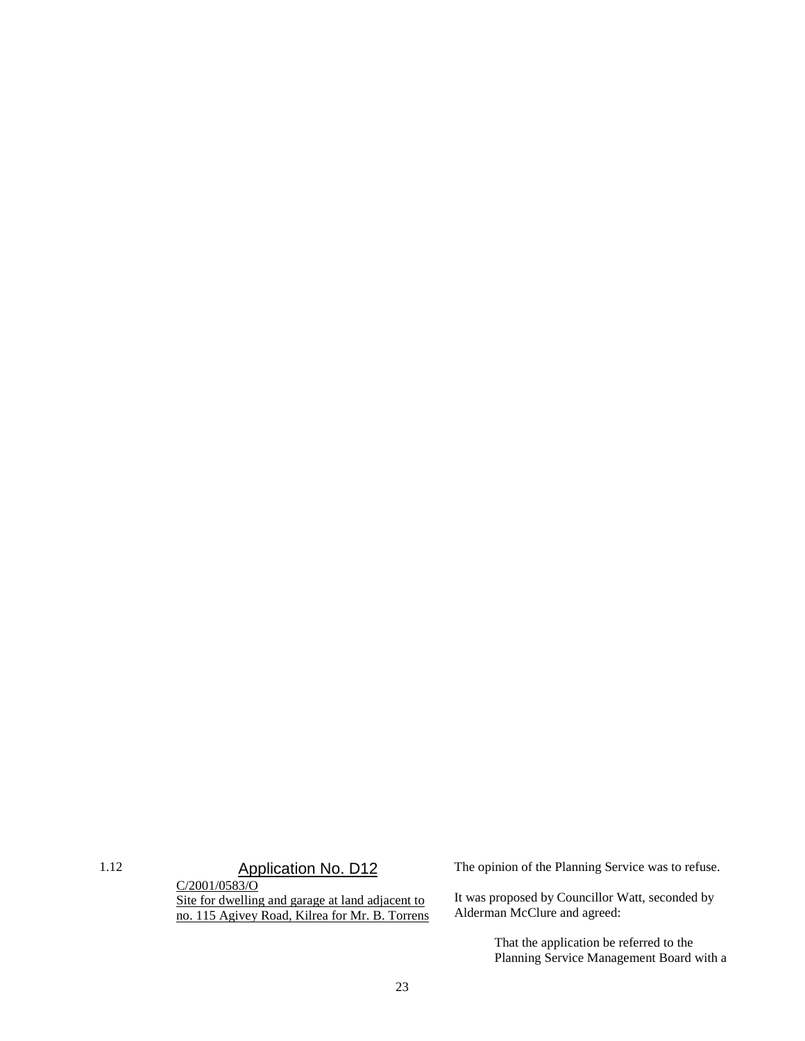1.12 **Application No. D12**

C/2001/0583/O

Site for dwelling and garage at land adjacent to no. 115 Agivey Road, Kilrea for Mr. B. Torrens

The opinion of the Planning Service was to refuse.

It was proposed by Councillor Watt, seconded by Alderman McClure and agreed:

> That the application be referred to the Planning Service Management Board with a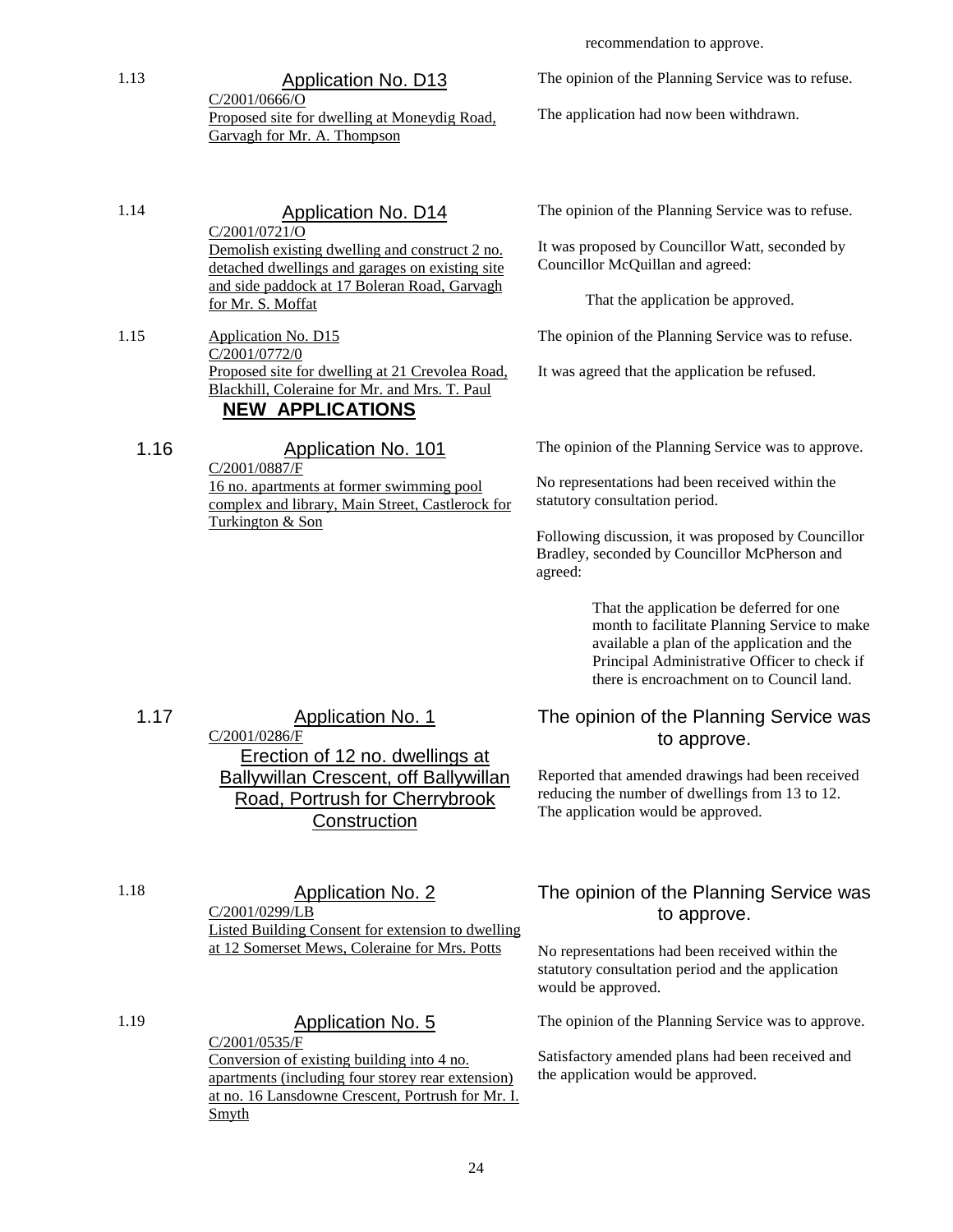recommendation to approve.

| | | |
|---|---|---|
| 1.13 | Application No. D13<br>C/2001/0666/O<br>Proposed site for dwelling at Moneydig Road, Garvagh for Mr. A. Thompson | The opinion of the Planning Service was to refuse.<br><br>The application had now been withdrawn. |
| 1.14 | Application No. D14<br>C/2001/0721/O<br>Demolish existing dwelling and construct 2 no. detached dwellings and garages on existing site and side paddock at 17 Boleran Road, Garvagh for Mr. S. Moffat | The opinion of the Planning Service was to refuse.<br><br>It was proposed by Councillor Watt, seconded by Councillor McQuillan and agreed:<br><br>That the application be approved. |
| 1.15 | Application No. D15<br>C/2001/0772/0<br>Proposed site for dwelling at 21 Crevolea Road, Blackhill, Coleraine for Mr. and Mrs. T. Paul | The opinion of the Planning Service was to refuse.<br><br>It was agreed that the application be refused. |

## NEW APPLICATIONS

| | | |
|---|---|---|
| 1.16 | Application No. 101<br>C/2001/0887/F<br>16 no. apartments at former swimming pool complex and library, Main Street, Castlerock for Turkington & Son | The opinion of the Planning Service was to approve.<br><br>No representations had been received within the statutory consultation period.<br><br>Following discussion, it was proposed by Councillor Bradley, seconded by Councillor McPherson and agreed:<br><br>That the application be deferred for one month to facilitate Planning Service to make available a plan of the application and the Principal Administrative Officer to check if there is encroachment on to Council land. |
| 1.17 | Application No. 1<br>C/2001/0286/F<br>Erection of 12 no. dwellings at Ballywillan Crescent, off Ballywillan Road, Portrush for Cherrybrook Construction | The opinion of the Planning Service was to approve.<br><br>Reported that amended drawings had been received reducing the number of dwellings from 13 to 12. The application would be approved. |
| 1.18 | Application No. 2<br>C/2001/0299/LB<br>Listed Building Consent for extension to dwelling at 12 Somerset Mews, Coleraine for Mrs. Potts | The opinion of the Planning Service was to approve.<br><br>No representations had been received within the statutory consultation period and the application would be approved. |
| 1.19 | Application No. 5<br>C/2001/0535/F<br>Conversion of existing building into 4 no. apartments (including four storey rear extension) at no. 16 Lansdowne Crescent, Portrush for Mr. I. Smyth | The opinion of the Planning Service was to approve.<br><br>Satisfactory amended plans had been received and the application would be approved. |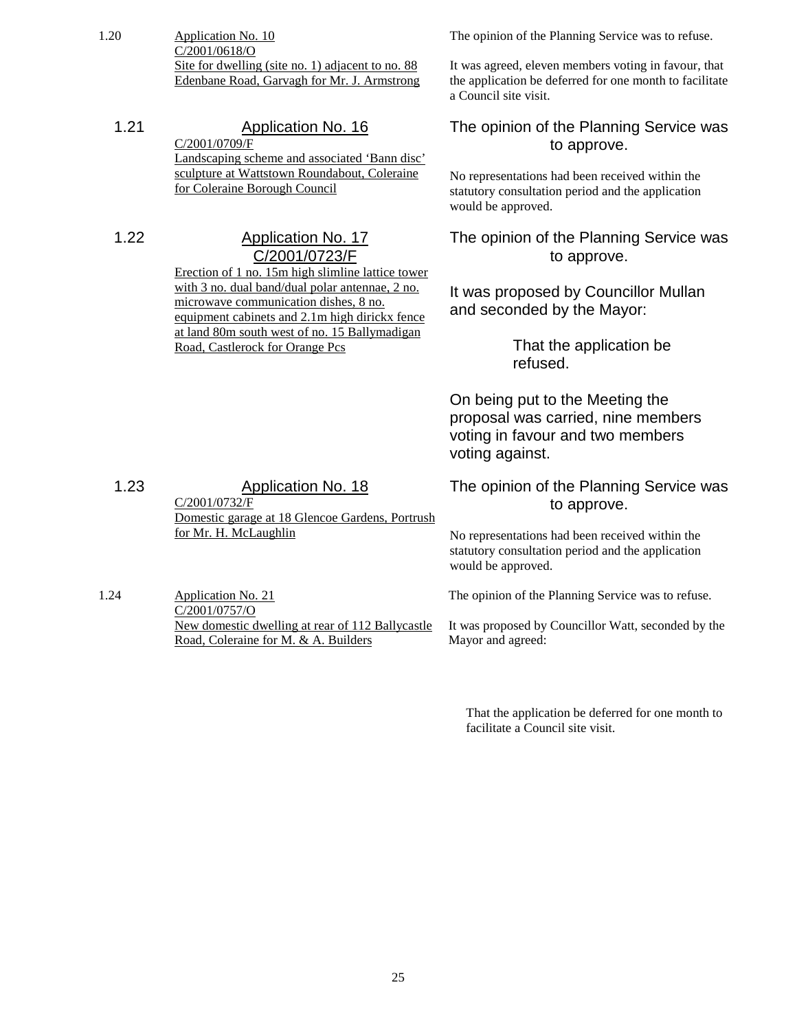1.20 Application No. 10
C/2001/0618/O
Site for dwelling (site no. 1) adjacent to no. 88 Edenbane Road, Garvagh for Mr. J. Armstrong

The opinion of the Planning Service was to refuse.

It was agreed, eleven members voting in favour, that the application be deferred for one month to facilitate a Council site visit.

1.21 Application No. 16
C/2001/0709/F
Landscaping scheme and associated 'Bann disc' sculpture at Wattstown Roundabout, Coleraine for Coleraine Borough Council

The opinion of the Planning Service was to approve.

No representations had been received within the statutory consultation period and the application would be approved.

1.22 Application No. 17
C/2001/0723/F
Erection of 1 no. 15m high slimline lattice tower with 3 no. dual band/dual polar antennae, 2 no. microwave communication dishes, 8 no. equipment cabinets and 2.1m high dirickx fence at land 80m south west of no. 15 Ballymadigan Road, Castlerock for Orange Pcs

The opinion of the Planning Service was to approve.

It was proposed by Councillor Mullan and seconded by the Mayor:

That the application be refused.

On being put to the Meeting the proposal was carried, nine members voting in favour and two members voting against.

1.23 Application No. 18
C/2001/0732/F
Domestic garage at 18 Glencoe Gardens, Portrush for Mr. H. McLaughlin

The opinion of the Planning Service was to approve.

No representations had been received within the statutory consultation period and the application would be approved.

1.24 Application No. 21
C/2001/0757/O
New domestic dwelling at rear of 112 Ballycastle Road, Coleraine for M. & A. Builders

The opinion of the Planning Service was to refuse.

It was proposed by Councillor Watt, seconded by the Mayor and agreed:

That the application be deferred for one month to facilitate a Council site visit.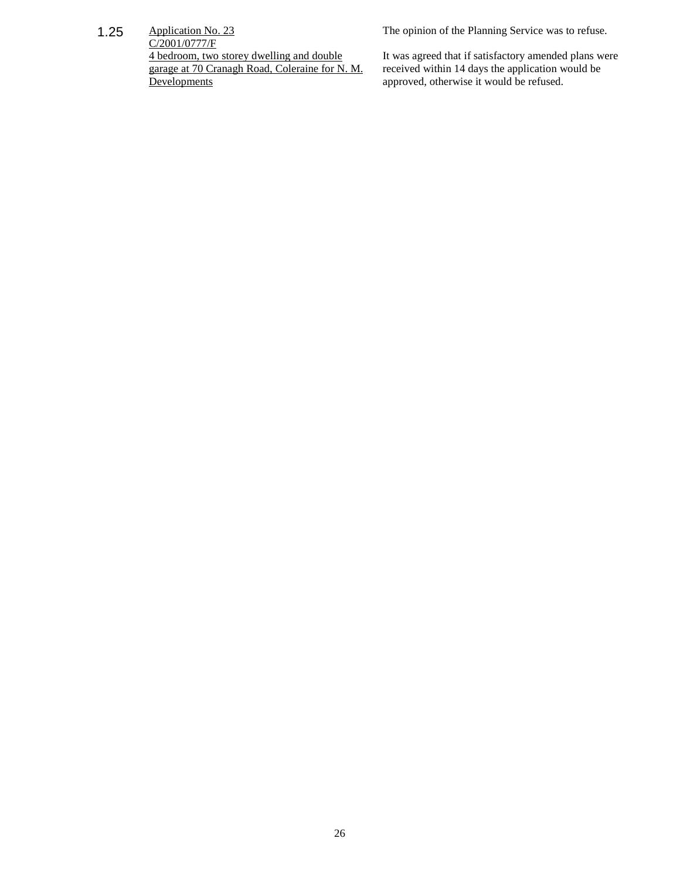1.25 <u>Application No. 23</u>
<u>C/2001/0777/F</u>
<u>4 bedroom, two storey dwelling and double garage at 70 Cranagh Road, Coleraine for N. M. Developments</u>

The opinion of the Planning Service was to refuse.

It was agreed that if satisfactory amended plans were received within 14 days the application would be approved, otherwise it would be refused.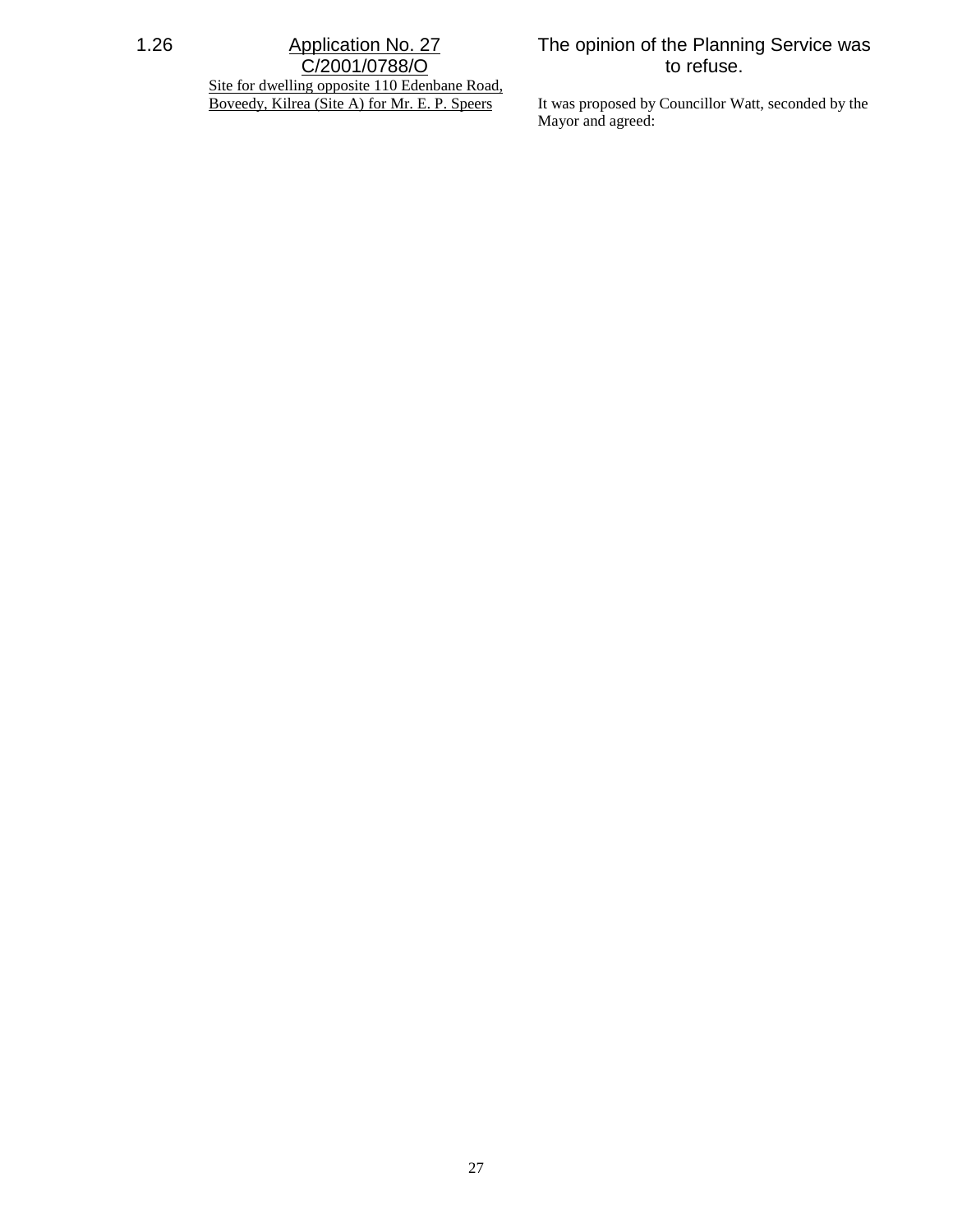1.26 Application No. 27
C/2001/0788/O
Site for dwelling opposite 110 Edenbane Road, Boveedy, Kilrea (Site A) for Mr. E. P. Speers

The opinion of the Planning Service was to refuse.

It was proposed by Councillor Watt, seconded by the Mayor and agreed: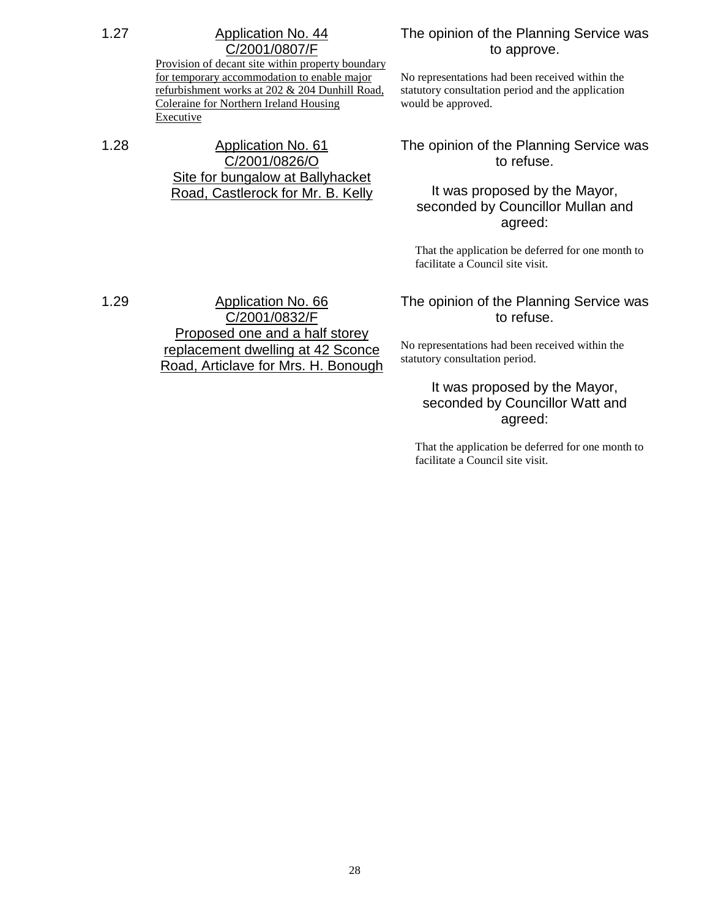1.27 **Application No. 44**
**C/2001/0807/F**
Provision of decant site within property boundary for temporary accommodation to enable major refurbishment works at 202 & 204 Dunhill Road, Coleraine for Northern Ireland Housing Executive

The opinion of the Planning Service was to approve.

No representations had been received within the statutory consultation period and the application would be approved.

1.28 **Application No. 61**
**C/2001/0826/O**
Site for bungalow at Ballyhacket Road, Castlerock for Mr. B. Kelly

The opinion of the Planning Service was to refuse.

It was proposed by the Mayor, seconded by Councillor Mullan and agreed:

That the application be deferred for one month to facilitate a Council site visit.

1.29 **Application No. 66**
**C/2001/0832/F**
Proposed one and a half storey replacement dwelling at 42 Sconce Road, Articlave for Mrs. H. Bonough

The opinion of the Planning Service was to refuse.

No representations had been received within the statutory consultation period.

It was proposed by the Mayor, seconded by Councillor Watt and agreed:

That the application be deferred for one month to facilitate a Council site visit.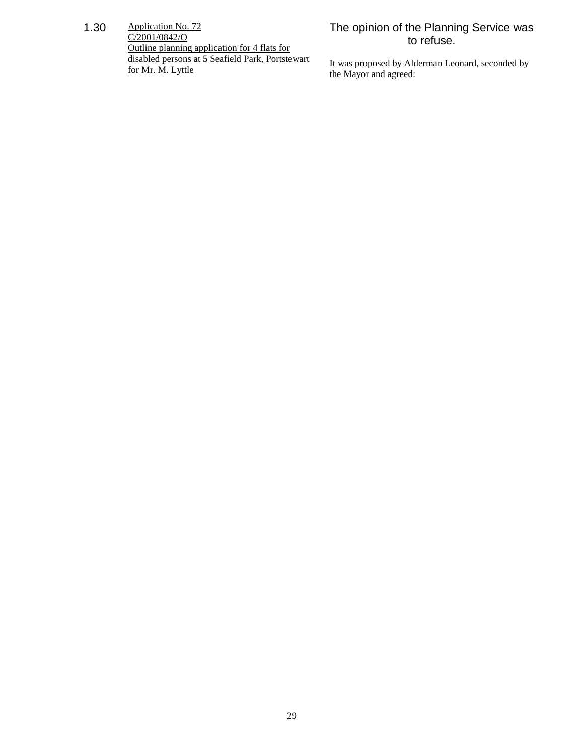1.30 Application No. 72
C/2001/0842/O
Outline planning application for 4 flats for disabled persons at 5 Seafield Park, Portstewart for Mr. M. Lyttle

The opinion of the Planning Service was to refuse.

It was proposed by Alderman Leonard, seconded by the Mayor and agreed: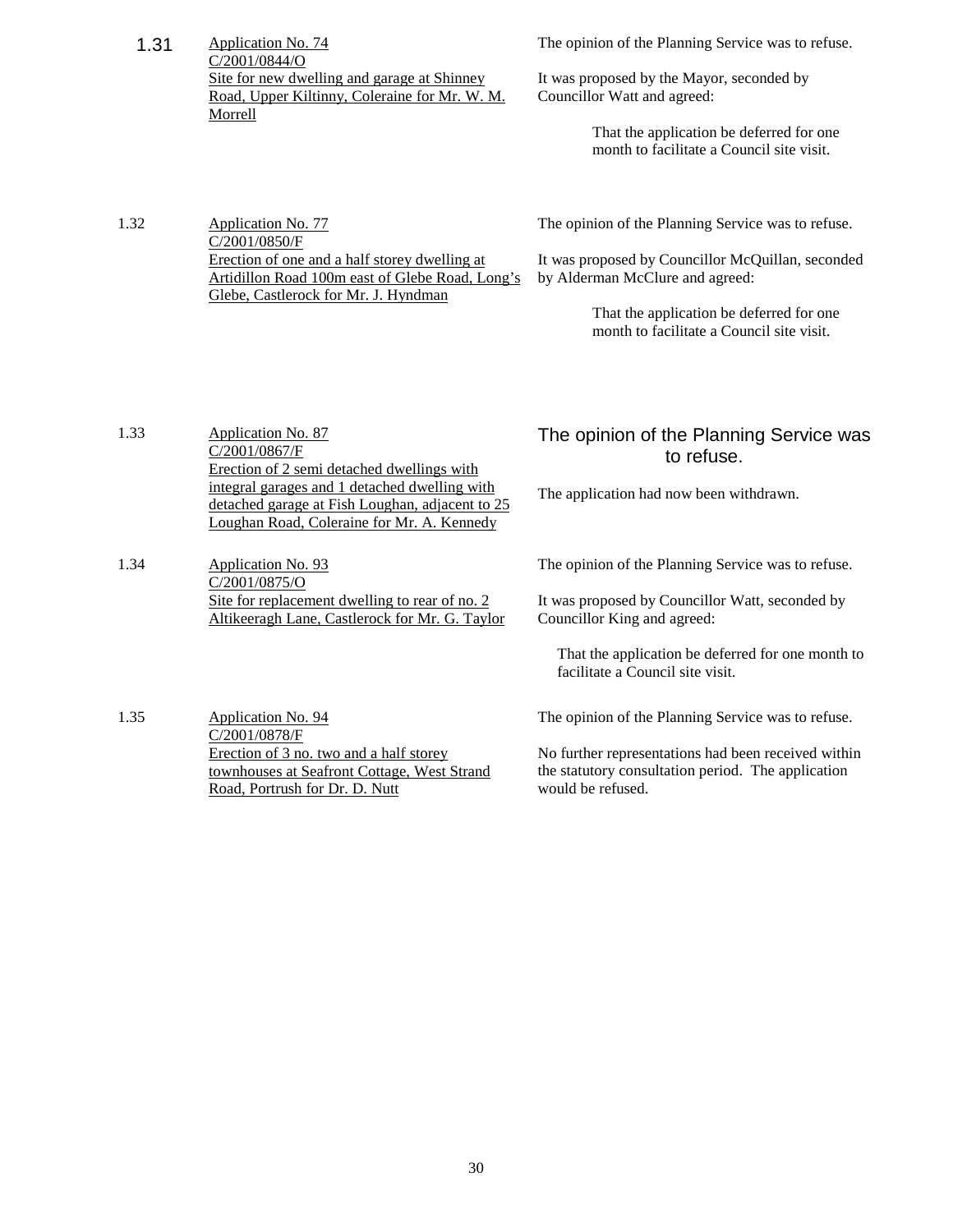1.31 <u>Application No. 74</u>
<u>C/2001/0844/O</u>
<u>Site for new dwelling and garage at Shinney Road, Upper Kiltinny, Coleraine for Mr. W. M. Morrell</u>

The opinion of the Planning Service was to refuse.

It was proposed by the Mayor, seconded by Councillor Watt and agreed:

> That the application be deferred for one month to facilitate a Council site visit.

1.32 <u>Application No. 77</u>
<u>C/2001/0850/F</u>
<u>Erection of one and a half storey dwelling at Artidillon Road 100m east of Glebe Road, Long's Glebe, Castlerock for Mr. J. Hyndman</u>

The opinion of the Planning Service was to refuse.

It was proposed by Councillor McQuillan, seconded by Alderman McClure and agreed:

> That the application be deferred for one month to facilitate a Council site visit.

1.33 <u>Application No. 87</u>
<u>C/2001/0867/F</u>
<u>Erection of 2 semi detached dwellings with integral garages and 1 detached dwelling with detached garage at Fish Loughan, adjacent to 25 Loughan Road, Coleraine for Mr. A. Kennedy</u>

The opinion of the Planning Service was to refuse.

The application had now been withdrawn.

1.34 <u>Application No. 93</u>
<u>C/2001/0875/O</u>
<u>Site for replacement dwelling to rear of no. 2 Altikeeragh Lane, Castlerock for Mr. G. Taylor</u>

The opinion of the Planning Service was to refuse.

It was proposed by Councillor Watt, seconded by Councillor King and agreed:

> That the application be deferred for one month to facilitate a Council site visit.

1.35 <u>Application No. 94</u>
<u>C/2001/0878/F</u>
<u>Erection of 3 no. two and a half storey townhouses at Seafront Cottage, West Strand Road, Portrush for Dr. D. Nutt</u>

The opinion of the Planning Service was to refuse.

No further representations had been received within the statutory consultation period. The application would be refused.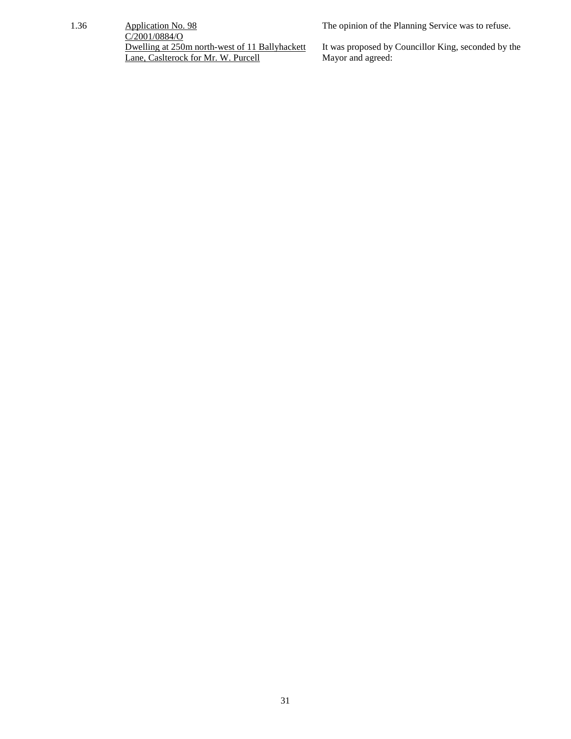1.36 <u>Application No. 98</u>
<u>C/2001/0884/O</u>
<u>Dwelling at 250m north-west of 11 Ballyhackett Lane, Caslterock for Mr. W. Purcell</u>

The opinion of the Planning Service was to refuse.

It was proposed by Councillor King, seconded by the Mayor and agreed: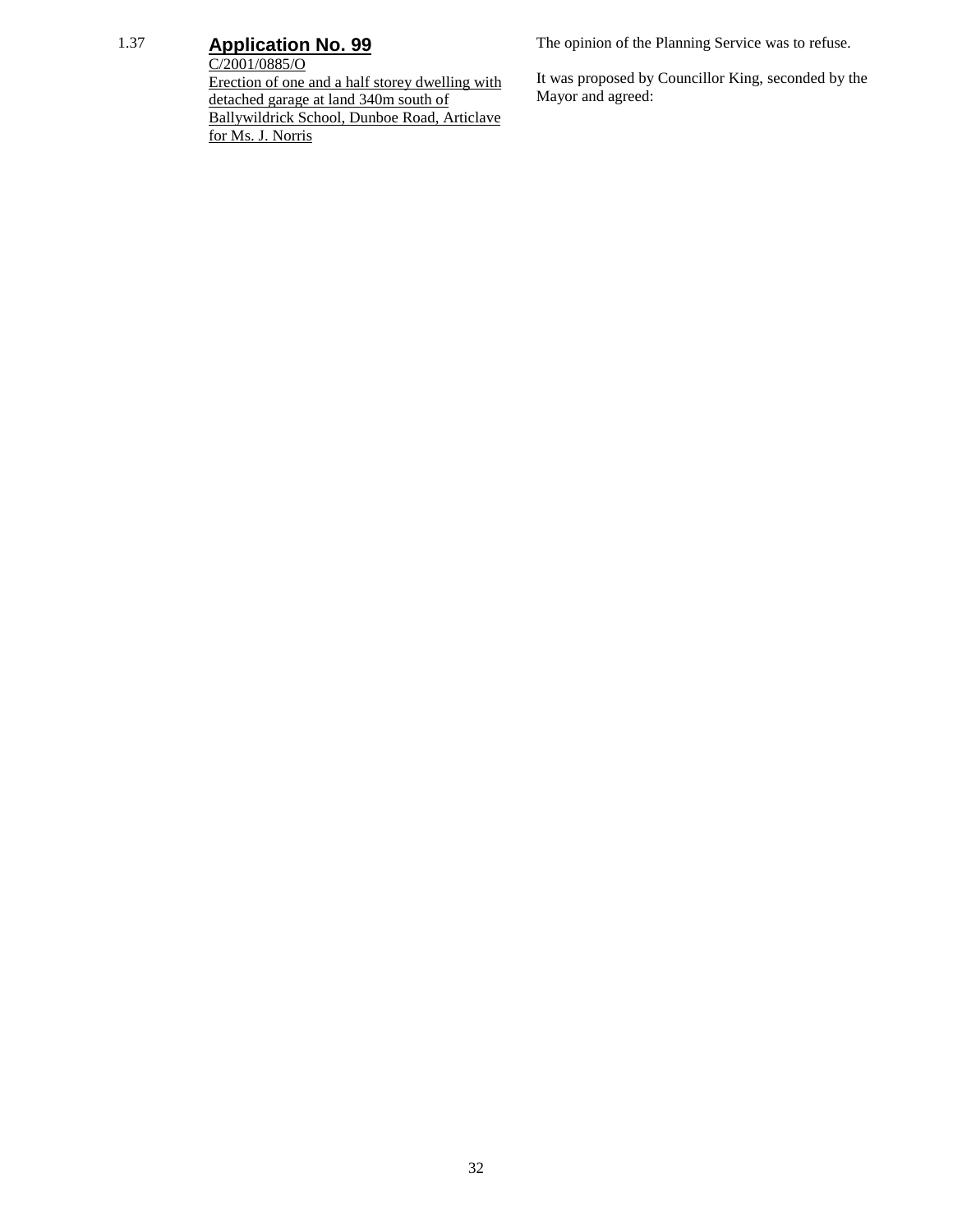1.37 **Application No. 99**

C/2001/0885/O
Erection of one and a half storey dwelling with detached garage at land 340m south of Ballywildrick School, Dunboe Road, Articlave for Ms. J. Norris

The opinion of the Planning Service was to refuse.

It was proposed by Councillor King, seconded by the Mayor and agreed: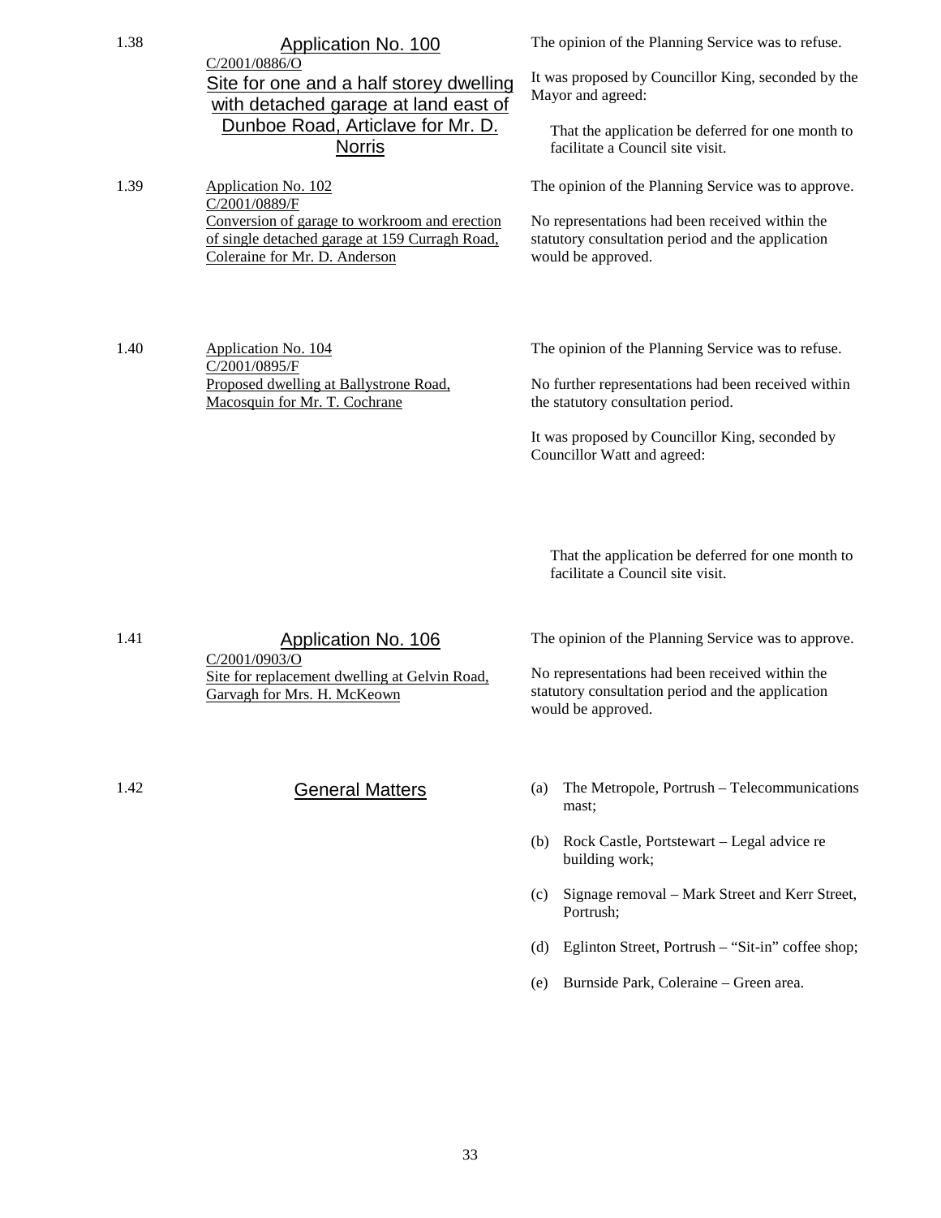1.38 **Application No. 100**
C/2001/0886/O
Site for one and a half storey dwelling with detached garage at land east of Dunboe Road, Articlave for Mr. D. Norris

The opinion of the Planning Service was to refuse.

It was proposed by Councillor King, seconded by the Mayor and agreed:

> That the application be deferred for one month to facilitate a Council site visit.

1.39 Application No. 102
C/2001/0889/F
Conversion of garage to workroom and erection of single detached garage at 159 Curragh Road, Coleraine for Mr. D. Anderson

The opinion of the Planning Service was to approve.

No representations had been received within the statutory consultation period and the application would be approved.

1.40 Application No. 104
C/2001/0895/F
Proposed dwelling at Ballystrone Road, Macosquin for Mr. T. Cochrane

The opinion of the Planning Service was to refuse.

No further representations had been received within the statutory consultation period.

It was proposed by Councillor King, seconded by Councillor Watt and agreed:

> That the application be deferred for one month to facilitate a Council site visit.

1.41 **Application No. 106**
C/2001/0903/O
Site for replacement dwelling at Gelvin Road, Garvagh for Mrs. H. McKeown

The opinion of the Planning Service was to approve.

No representations had been received within the statutory consultation period and the application would be approved.

1.42 **General Matters**

(a) The Metropole, Portrush – Telecommunications mast;

(b) Rock Castle, Portstewart – Legal advice re building work;

(c) Signage removal – Mark Street and Kerr Street, Portrush;

(d) Eglinton Street, Portrush – "Sit-in" coffee shop;

(e) Burnside Park, Coleraine – Green area.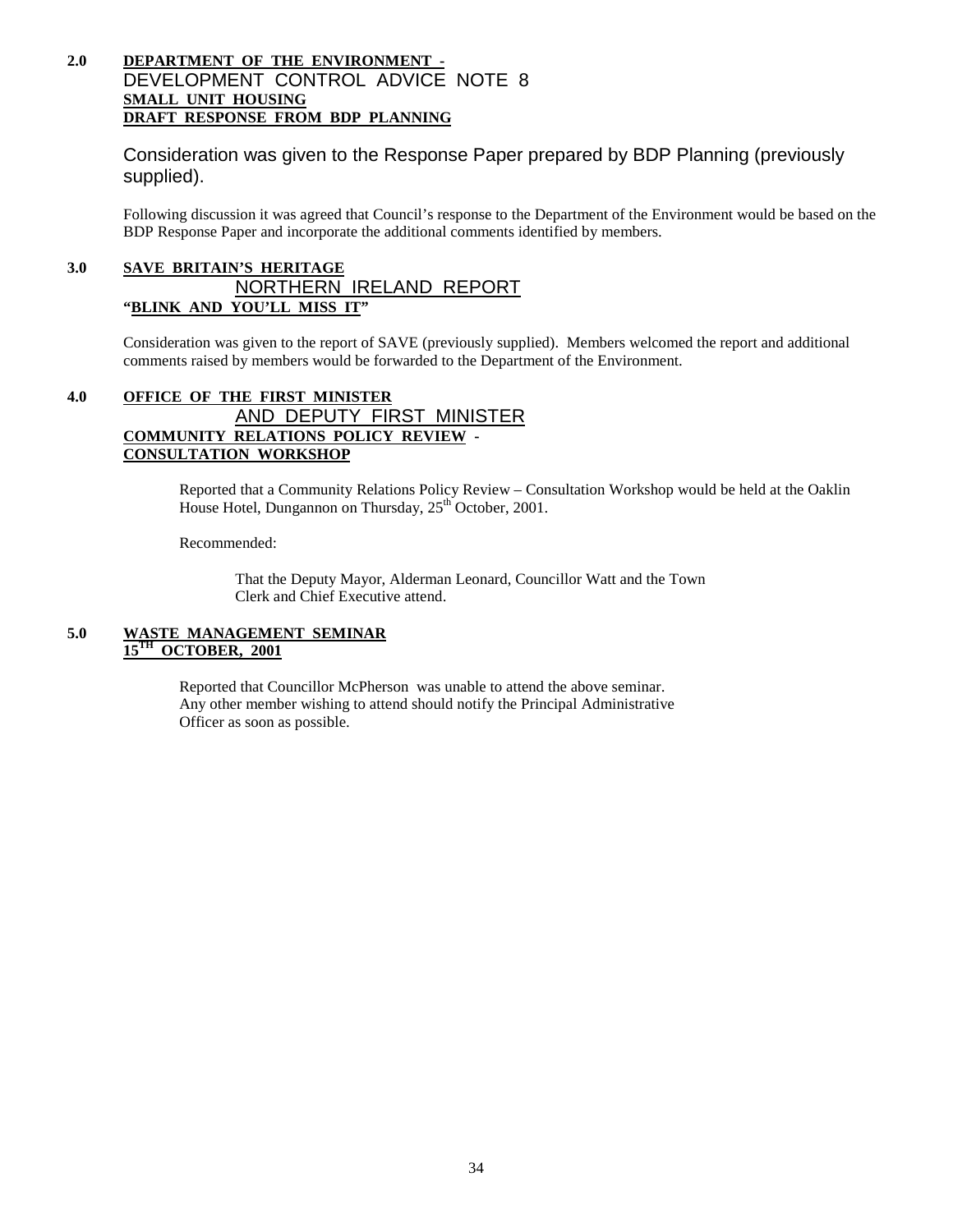## 2.0 DEPARTMENT OF THE ENVIRONMENT - DEVELOPMENT CONTROL ADVICE NOTE 8 SMALL UNIT HOUSING DRAFT RESPONSE FROM BDP PLANNING

Consideration was given to the Response Paper prepared by BDP Planning (previously supplied).

Following discussion it was agreed that Council's response to the Department of the Environment would be based on the BDP Response Paper and incorporate the additional comments identified by members.

## 3.0 SAVE BRITAIN'S HERITAGE NORTHERN IRELAND REPORT "BLINK AND YOU'LL MISS IT"

Consideration was given to the report of SAVE (previously supplied). Members welcomed the report and additional comments raised by members would be forwarded to the Department of the Environment.

## 4.0 OFFICE OF THE FIRST MINISTER AND DEPUTY FIRST MINISTER COMMUNITY RELATIONS POLICY REVIEW - CONSULTATION WORKSHOP

Reported that a Community Relations Policy Review – Consultation Workshop would be held at the Oaklin House Hotel, Dungannon on Thursday, 25th October, 2001.

Recommended:

That the Deputy Mayor, Alderman Leonard, Councillor Watt and the Town Clerk and Chief Executive attend.

## 5.0 WASTE MANAGEMENT SEMINAR 15TH OCTOBER, 2001

Reported that Councillor McPherson was unable to attend the above seminar. Any other member wishing to attend should notify the Principal Administrative Officer as soon as possible.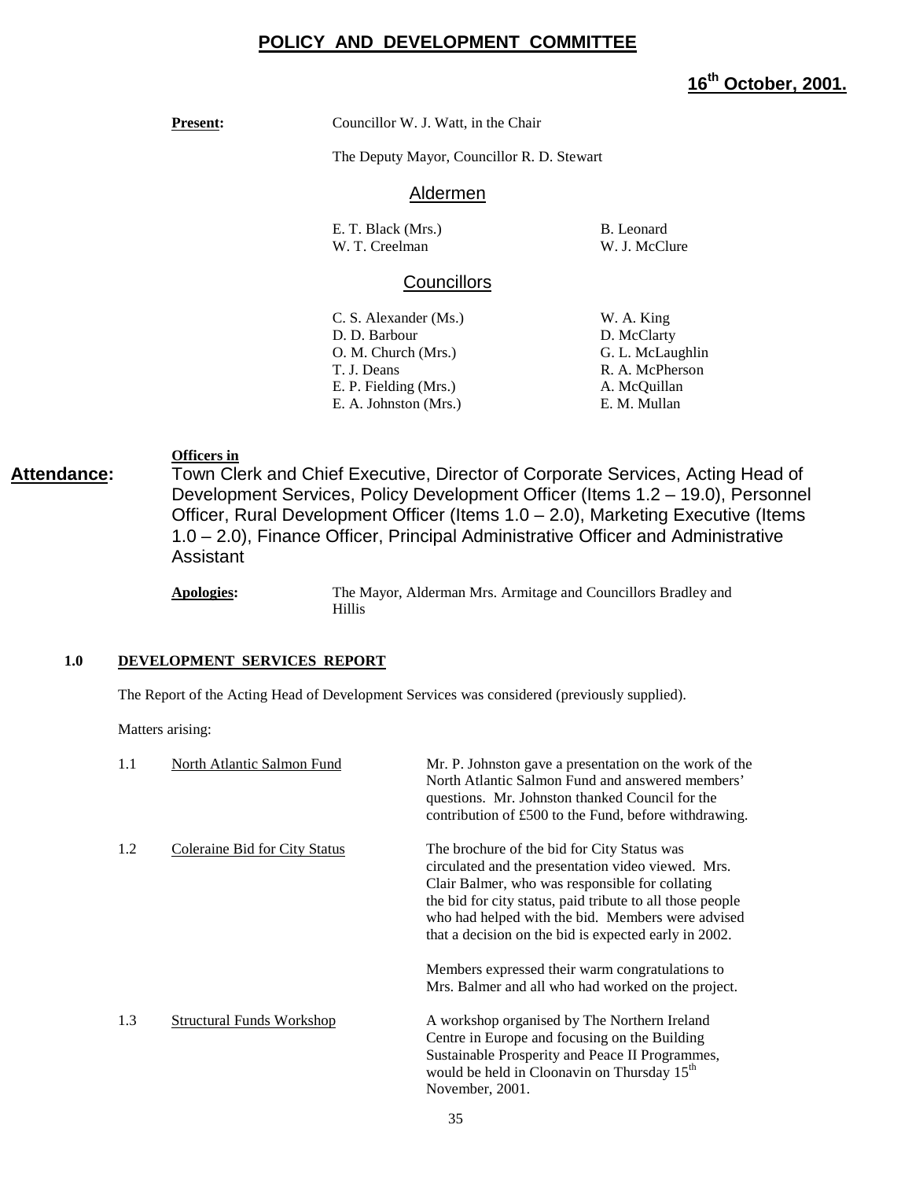# POLICY AND DEVELOPMENT COMMITTEE

## 16th October, 2001.

**Present:** Councillor W. J. Watt, in the Chair

The Deputy Mayor, Councillor R. D. Stewart

### Aldermen

| | |
|---|---|
| E. T. Black (Mrs.) | B. Leonard |
| W. T. Creelman | W. J. McClure |

### Councillors

| | |
|---|---|
| C. S. Alexander (Ms.) | W. A. King |
| D. D. Barbour | D. McClarty |
| O. M. Church (Mrs.) | G. L. McLaughlin |
| T. J. Deans | R. A. McPherson |
| E. P. Fielding (Mrs.) | A. McQuillan |
| E. A. Johnston (Mrs.) | E. M. Mullan |

**Officers in Attendance:** Town Clerk and Chief Executive, Director of Corporate Services, Acting Head of Development Services, Policy Development Officer (Items 1.2 – 19.0), Personnel Officer, Rural Development Officer (Items 1.0 – 2.0), Marketing Executive (Items 1.0 – 2.0), Finance Officer, Principal Administrative Officer and Administrative Assistant

**Apologies:** The Mayor, Alderman Mrs. Armitage and Councillors Bradley and Hillis

### 1.0 DEVELOPMENT SERVICES REPORT

The Report of the Acting Head of Development Services was considered (previously supplied).

Matters arising:

1.1 North Atlantic Salmon Fund

Mr. P. Johnston gave a presentation on the work of the North Atlantic Salmon Fund and answered members' questions. Mr. Johnston thanked Council for the contribution of £500 to the Fund, before withdrawing.

1.2 Coleraine Bid for City Status

The brochure of the bid for City Status was circulated and the presentation video viewed. Mrs. Clair Balmer, who was responsible for collating the bid for city status, paid tribute to all those people who had helped with the bid. Members were advised that a decision on the bid is expected early in 2002.

Members expressed their warm congratulations to Mrs. Balmer and all who had worked on the project.

1.3 Structural Funds Workshop

A workshop organised by The Northern Ireland Centre in Europe and focusing on the Building Sustainable Prosperity and Peace II Programmes, would be held in Cloonavin on Thursday 15th November, 2001.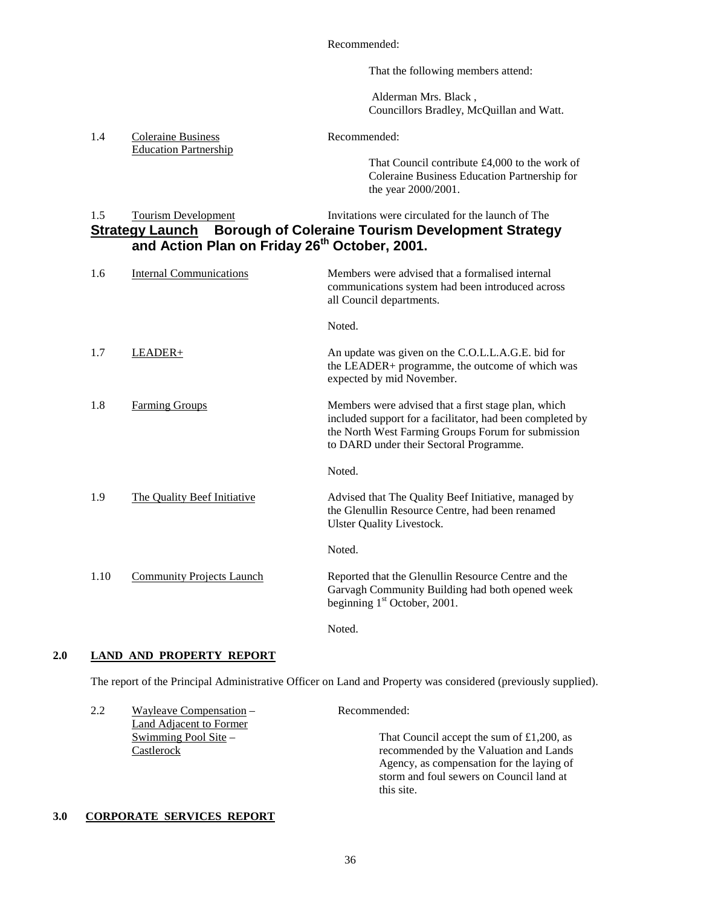Recommended:

That the following members attend:

Alderman Mrs. Black ,
Councillors Bradley, McQuillan and Watt.

1.4 Coleraine Business Education Partnership

Recommended:

That Council contribute £4,000 to the work of Coleraine Business Education Partnership for the year 2000/2001.

1.5 Tourism Development Strategy Launch

Invitations were circulated for the launch of The **Borough of Coleraine Tourism Development Strategy and Action Plan on Friday 26th October, 2001.**

1.6 Internal Communications

Members were advised that a formalised internal communications system had been introduced across all Council departments.

Noted.

1.7 LEADER+

An update was given on the C.O.L.L.A.G.E. bid for the LEADER+ programme, the outcome of which was expected by mid November.

1.8 Farming Groups

Members were advised that a first stage plan, which included support for a facilitator, had been completed by the North West Farming Groups Forum for submission to DARD under their Sectoral Programme.

Noted.

1.9 The Quality Beef Initiative

Advised that The Quality Beef Initiative, managed by the Glenullin Resource Centre, had been renamed Ulster Quality Livestock.

Noted.

1.10 Community Projects Launch

Reported that the Glenullin Resource Centre and the Garvagh Community Building had both opened week beginning 1st October, 2001.

Noted.

## 2.0 LAND AND PROPERTY REPORT

The report of the Principal Administrative Officer on Land and Property was considered (previously supplied).

2.2 Wayleave Compensation – Land Adjacent to Former Swimming Pool Site – Castlerock

Recommended:

That Council accept the sum of £1,200, as recommended by the Valuation and Lands Agency, as compensation for the laying of storm and foul sewers on Council land at this site.

## 3.0 CORPORATE SERVICES REPORT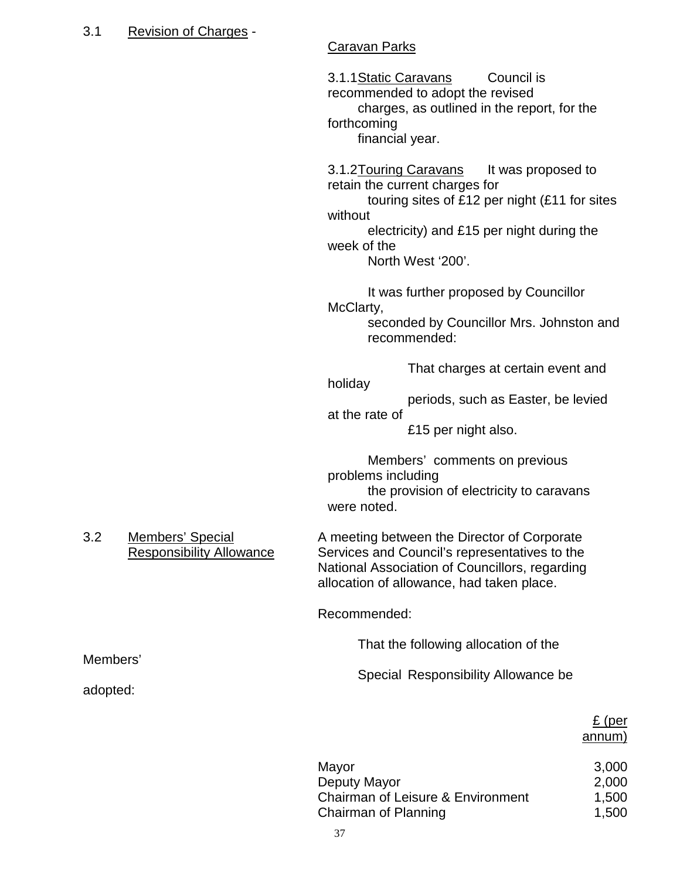3.1 Revision of Charges -

Caravan Parks

3.1.1 Static Caravans Council is recommended to adopt the revised charges, as outlined in the report, for the forthcoming financial year.

3.1.2 Touring Caravans It was proposed to retain the current charges for touring sites of £12 per night (£11 for sites without electricity) and £15 per night during the week of the North West '200'.

It was further proposed by Councillor McClarty, seconded by Councillor Mrs. Johnston and recommended:

> That charges at certain event and holiday periods, such as Easter, be levied at the rate of £15 per night also.

Members' comments on previous problems including the provision of electricity to caravans were noted.

3.2 Members' Special Responsibility Allowance

A meeting between the Director of Corporate Services and Council's representatives to the National Association of Councillors, regarding allocation of allowance, had taken place.

Recommended:

> That the following allocation of the Members' Special Responsibility Allowance be adopted:

| | £ (per annum) |
|---|---|
| Mayor | 3,000 |
| Deputy Mayor | 2,000 |
| Chairman of Leisure & Environment | 1,500 |
| Chairman of Planning | 1,500 |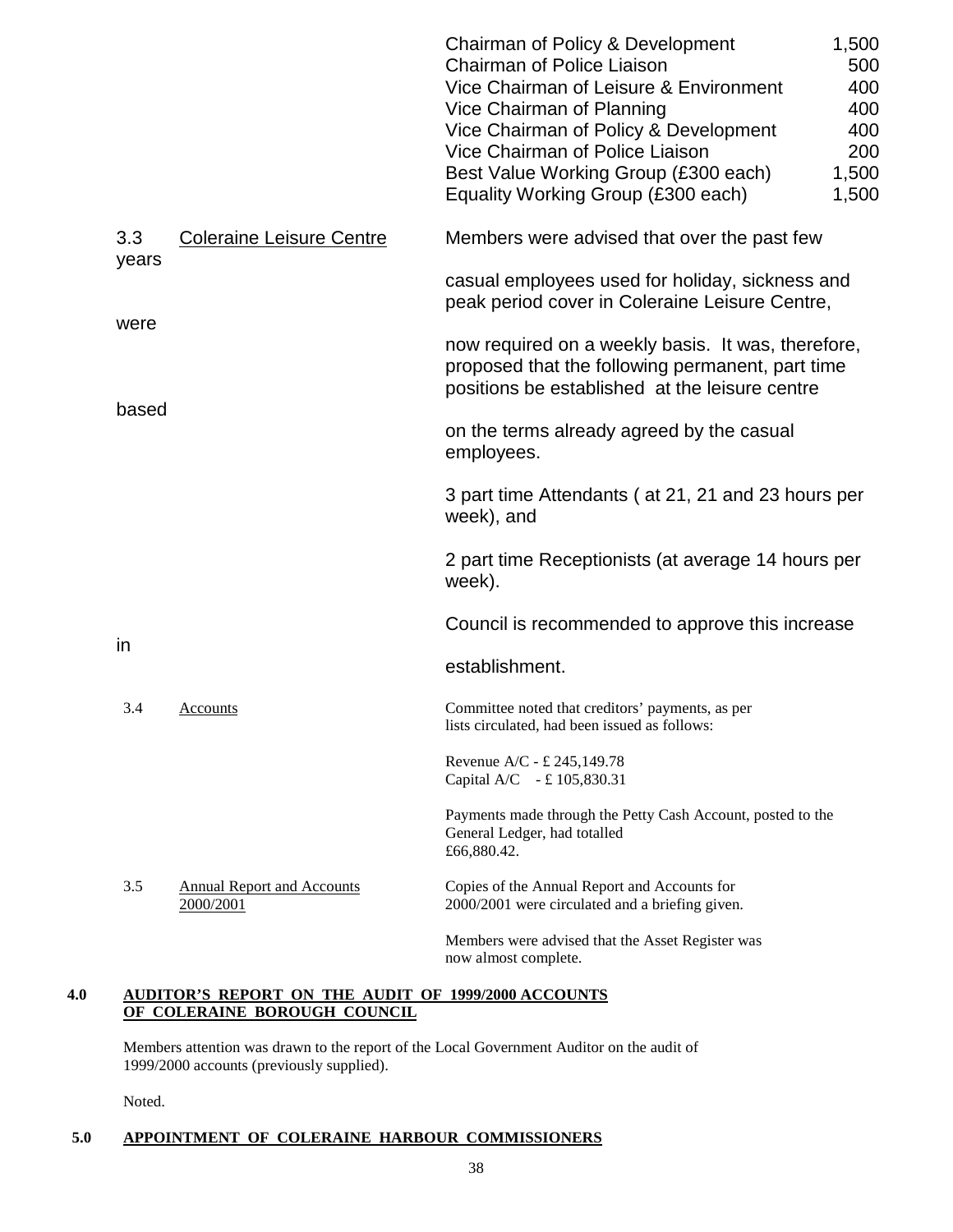| | |
|---|---|
| Chairman of Policy & Development | 1,500 |
| Chairman of Police Liaison | 500 |
| Vice Chairman of Leisure & Environment | 400 |
| Vice Chairman of Planning | 400 |
| Vice Chairman of Policy & Development | 400 |
| Vice Chairman of Police Liaison | 200 |
| Best Value Working Group (£300 each) | 1,500 |
| Equality Working Group (£300 each) | 1,500 |

3.3 Coleraine Leisure Centre

Members were advised that over the past few years casual employees used for holiday, sickness and peak period cover in Coleraine Leisure Centre, were now required on a weekly basis. It was, therefore, proposed that the following permanent, part time positions be established at the leisure centre based on the terms already agreed by the casual employees.

3 part time Attendants ( at 21, 21 and 23 hours per week), and

2 part time Receptionists (at average 14 hours per week).

Council is recommended to approve this increase in establishment.

3.4 Accounts

Committee noted that creditors' payments, as per lists circulated, had been issued as follows:

Revenue A/C - £ 245,149.78
Capital A/C - £ 105,830.31

Payments made through the Petty Cash Account, posted to the General Ledger, had totalled £66,880.42.

3.5 Annual Report and Accounts 2000/2001

Copies of the Annual Report and Accounts for 2000/2001 were circulated and a briefing given.

Members were advised that the Asset Register was now almost complete.

## 4.0 AUDITOR'S REPORT ON THE AUDIT OF 1999/2000 ACCOUNTS OF COLERAINE BOROUGH COUNCIL

Members attention was drawn to the report of the Local Government Auditor on the audit of 1999/2000 accounts (previously supplied).

Noted.

## 5.0 APPOINTMENT OF COLERAINE HARBOUR COMMISSIONERS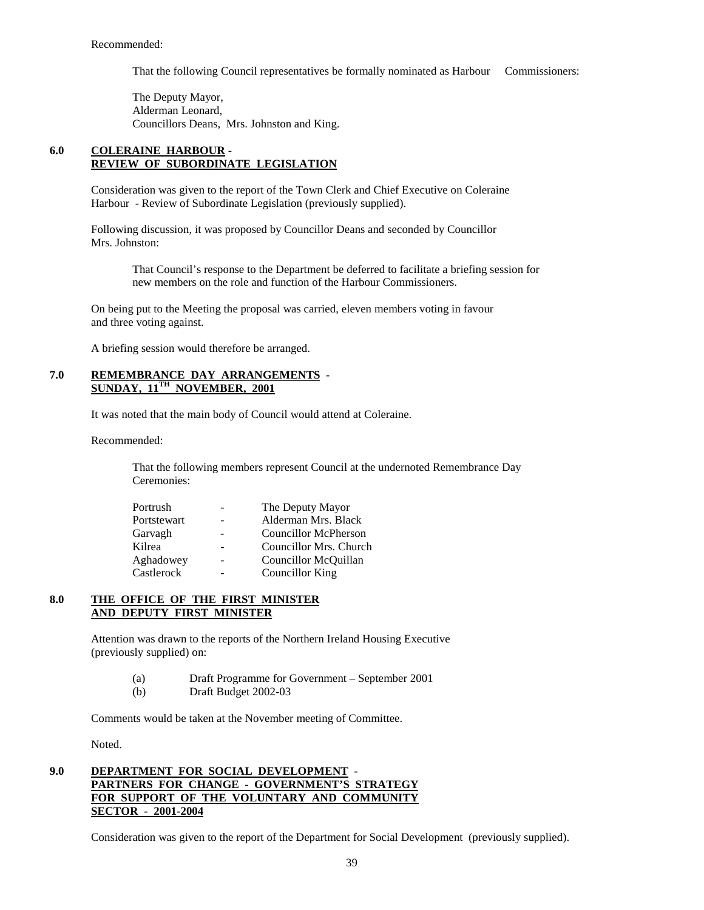Recommended:

> That the following Council representatives be formally nominated as Harbour Commissioners:
>
> The Deputy Mayor,
> Alderman Leonard,
> Councillors Deans, Mrs. Johnston and King.

## 6.0 COLERAINE HARBOUR - REVIEW OF SUBORDINATE LEGISLATION

Consideration was given to the report of the Town Clerk and Chief Executive on Coleraine Harbour - Review of Subordinate Legislation (previously supplied).

Following discussion, it was proposed by Councillor Deans and seconded by Councillor Mrs. Johnston:

> That Council's response to the Department be deferred to facilitate a briefing session for new members on the role and function of the Harbour Commissioners.

On being put to the Meeting the proposal was carried, eleven members voting in favour and three voting against.

A briefing session would therefore be arranged.

## 7.0 REMEMBRANCE DAY ARRANGEMENTS - SUNDAY, 11TH NOVEMBER, 2001

It was noted that the main body of Council would attend at Coleraine.

Recommended:

> That the following members represent Council at the undernoted Remembrance Day Ceremonies:

| | | |
|---|---|---|
| Portrush | - | The Deputy Mayor |
| Portstewart | - | Alderman Mrs. Black |
| Garvagh | - | Councillor McPherson |
| Kilrea | - | Councillor Mrs. Church |
| Aghadowey | - | Councillor McQuillan |
| Castlerock | - | Councillor King |

## 8.0 THE OFFICE OF THE FIRST MINISTER AND DEPUTY FIRST MINISTER

Attention was drawn to the reports of the Northern Ireland Housing Executive (previously supplied) on:

(a) Draft Programme for Government – September 2001
(b) Draft Budget 2002-03

Comments would be taken at the November meeting of Committee.

Noted.

## 9.0 DEPARTMENT FOR SOCIAL DEVELOPMENT - PARTNERS FOR CHANGE - GOVERNMENT'S STRATEGY FOR SUPPORT OF THE VOLUNTARY AND COMMUNITY SECTOR - 2001-2004

Consideration was given to the report of the Department for Social Development (previously supplied).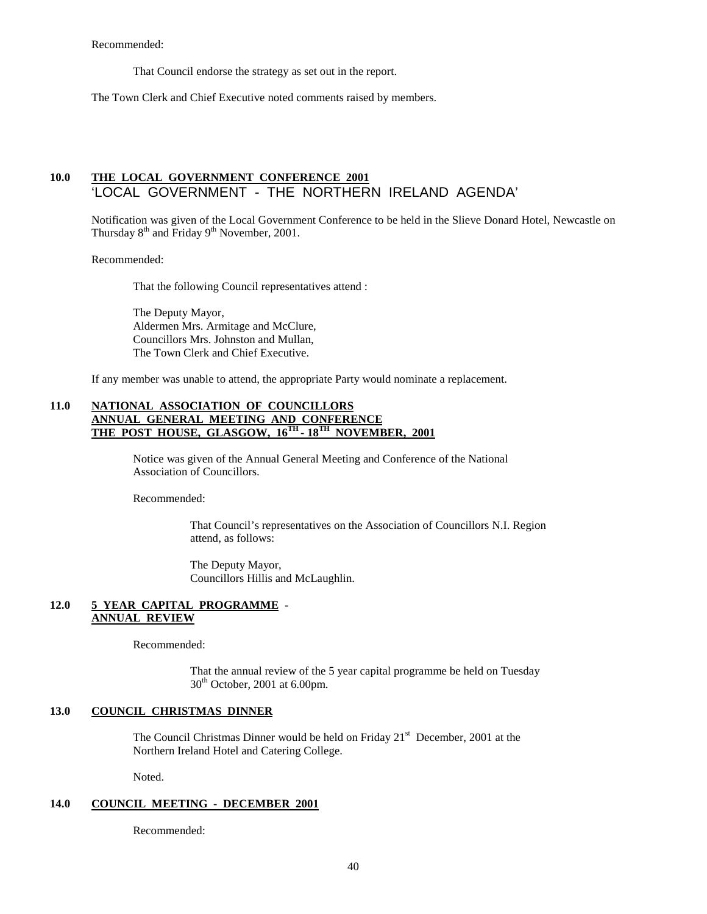Recommended:

That Council endorse the strategy as set out in the report.

The Town Clerk and Chief Executive noted comments raised by members.

## 10.0 THE LOCAL GOVERNMENT CONFERENCE 2001 'LOCAL GOVERNMENT - THE NORTHERN IRELAND AGENDA'

Notification was given of the Local Government Conference to be held in the Slieve Donard Hotel, Newcastle on Thursday 8th and Friday 9th November, 2001.

Recommended:

That the following Council representatives attend :

The Deputy Mayor,
Aldermen Mrs. Armitage and McClure,
Councillors Mrs. Johnston and Mullan,
The Town Clerk and Chief Executive.

If any member was unable to attend, the appropriate Party would nominate a replacement.

## 11.0 NATIONAL ASSOCIATION OF COUNCILLORS ANNUAL GENERAL MEETING AND CONFERENCE THE POST HOUSE, GLASGOW, 16TH - 18TH NOVEMBER, 2001

Notice was given of the Annual General Meeting and Conference of the National Association of Councillors.

Recommended:

That Council's representatives on the Association of Councillors N.I. Region attend, as follows:

The Deputy Mayor,
Councillors Hillis and McLaughlin.

## 12.0 5 YEAR CAPITAL PROGRAMME - ANNUAL REVIEW

Recommended:

That the annual review of the 5 year capital programme be held on Tuesday 30th October, 2001 at 6.00pm.

## 13.0 COUNCIL CHRISTMAS DINNER

The Council Christmas Dinner would be held on Friday 21st December, 2001 at the Northern Ireland Hotel and Catering College.

Noted.

## 14.0 COUNCIL MEETING - DECEMBER 2001

Recommended: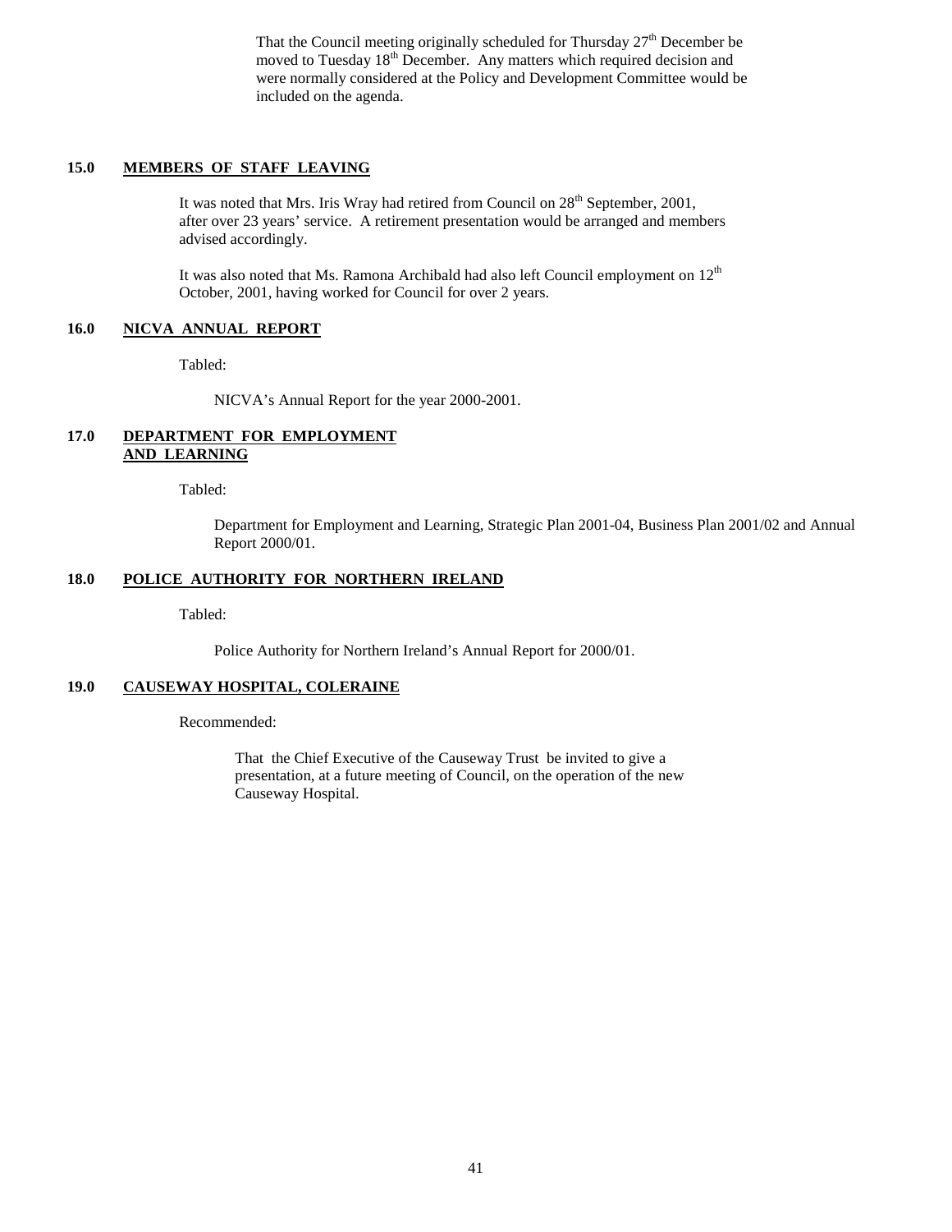That the Council meeting originally scheduled for Thursday 27th December be moved to Tuesday 18th December. Any matters which required decision and were normally considered at the Policy and Development Committee would be included on the agenda.

## 15.0 MEMBERS OF STAFF LEAVING

It was noted that Mrs. Iris Wray had retired from Council on 28th September, 2001, after over 23 years' service. A retirement presentation would be arranged and members advised accordingly.

It was also noted that Ms. Ramona Archibald had also left Council employment on 12th October, 2001, having worked for Council for over 2 years.

## 16.0 NICVA ANNUAL REPORT

Tabled:

NICVA's Annual Report for the year 2000-2001.

## 17.0 DEPARTMENT FOR EMPLOYMENT AND LEARNING

Tabled:

Department for Employment and Learning, Strategic Plan 2001-04, Business Plan 2001/02 and Annual Report 2000/01.

## 18.0 POLICE AUTHORITY FOR NORTHERN IRELAND

Tabled:

Police Authority for Northern Ireland's Annual Report for 2000/01.

## 19.0 CAUSEWAY HOSPITAL, COLERAINE

Recommended:

That the Chief Executive of the Causeway Trust be invited to give a presentation, at a future meeting of Council, on the operation of the new Causeway Hospital.